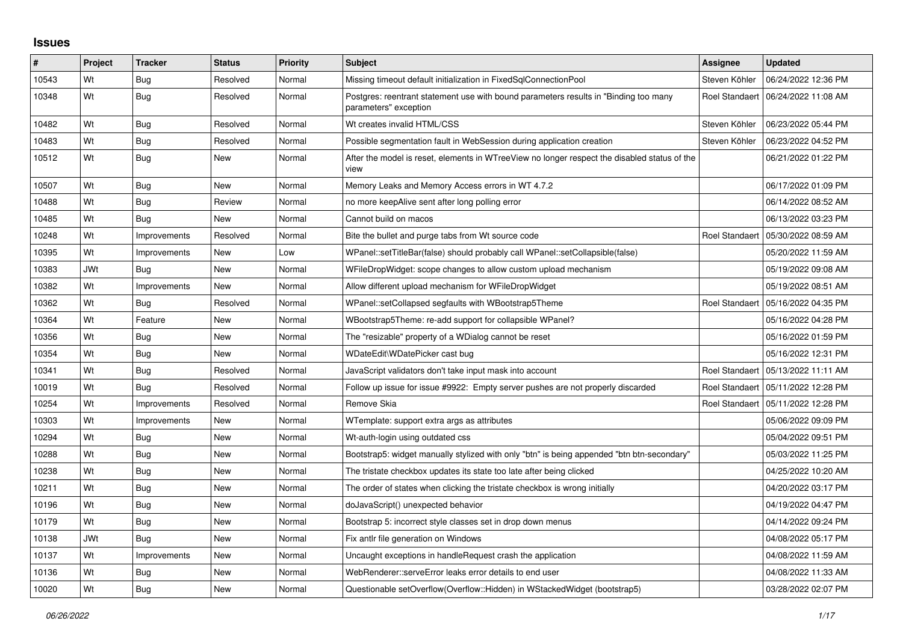## Issues

| # | Project | Tracker | Status | Priority | Subject | Assignee | Updated |
|---|---|---|---|---|---|---|---|
| 10543 | Wt | Bug | Resolved | Normal | Missing timeout default initialization in FixedSqlConnectionPool | Steven Köhler | 06/24/2022 12:36 PM |
| 10348 | Wt | Bug | Resolved | Normal | Postgres: reentrant statement use with bound parameters results in "Binding too many parameters" exception | Roel Standaert | 06/24/2022 11:08 AM |
| 10482 | Wt | Bug | Resolved | Normal | Wt creates invalid HTML/CSS | Steven Köhler | 06/23/2022 05:44 PM |
| 10483 | Wt | Bug | Resolved | Normal | Possible segmentation fault in WebSession during application creation | Steven Köhler | 06/23/2022 04:52 PM |
| 10512 | Wt | Bug | New | Normal | After the model is reset, elements in WTreeView no longer respect the disabled status of the view | | 06/21/2022 01:22 PM |
| 10507 | Wt | Bug | New | Normal | Memory Leaks and Memory Access errors in WT 4.7.2 | | 06/17/2022 01:09 PM |
| 10488 | Wt | Bug | Review | Normal | no more keepAlive sent after long polling error | | 06/14/2022 08:52 AM |
| 10485 | Wt | Bug | New | Normal | Cannot build on macos | | 06/13/2022 03:23 PM |
| 10248 | Wt | Improvements | Resolved | Normal | Bite the bullet and purge tabs from Wt source code | Roel Standaert | 05/30/2022 08:59 AM |
| 10395 | Wt | Improvements | New | Low | WPanel::setTitleBar(false) should probably call WPanel::setCollapsible(false) | | 05/20/2022 11:59 AM |
| 10383 | JWt | Bug | New | Normal | WFileDropWidget: scope changes to allow custom upload mechanism | | 05/19/2022 09:08 AM |
| 10382 | Wt | Improvements | New | Normal | Allow different upload mechanism for WFileDropWidget | | 05/19/2022 08:51 AM |
| 10362 | Wt | Bug | Resolved | Normal | WPanel::setCollapsed segfaults with WBootstrap5Theme | Roel Standaert | 05/16/2022 04:35 PM |
| 10364 | Wt | Feature | New | Normal | WBootstrap5Theme: re-add support for collapsible WPanel? | | 05/16/2022 04:28 PM |
| 10356 | Wt | Bug | New | Normal | The "resizable" property of a WDialog cannot be reset | | 05/16/2022 01:59 PM |
| 10354 | Wt | Bug | New | Normal | WDateEdit\WDatePicker cast bug | | 05/16/2022 12:31 PM |
| 10341 | Wt | Bug | Resolved | Normal | JavaScript validators don't take input mask into account | Roel Standaert | 05/13/2022 11:11 AM |
| 10019 | Wt | Bug | Resolved | Normal | Follow up issue for issue #9922: Empty server pushes are not properly discarded | Roel Standaert | 05/11/2022 12:28 PM |
| 10254 | Wt | Improvements | Resolved | Normal | Remove Skia | Roel Standaert | 05/11/2022 12:28 PM |
| 10303 | Wt | Improvements | New | Normal | WTemplate: support extra args as attributes | | 05/06/2022 09:09 PM |
| 10294 | Wt | Bug | New | Normal | Wt-auth-login using outdated css | | 05/04/2022 09:51 PM |
| 10288 | Wt | Bug | New | Normal | Bootstrap5: widget manually stylized with only "btn" is being appended "btn btn-secondary" | | 05/03/2022 11:25 PM |
| 10238 | Wt | Bug | New | Normal | The tristate checkbox updates its state too late after being clicked | | 04/25/2022 10:20 AM |
| 10211 | Wt | Bug | New | Normal | The order of states when clicking the tristate checkbox is wrong initially | | 04/20/2022 03:17 PM |
| 10196 | Wt | Bug | New | Normal | doJavaScript() unexpected behavior | | 04/19/2022 04:47 PM |
| 10179 | Wt | Bug | New | Normal | Bootstrap 5: incorrect style classes set in drop down menus | | 04/14/2022 09:24 PM |
| 10138 | JWt | Bug | New | Normal | Fix antlr file generation on Windows | | 04/08/2022 05:17 PM |
| 10137 | Wt | Improvements | New | Normal | Uncaught exceptions in handleRequest crash the application | | 04/08/2022 11:59 AM |
| 10136 | Wt | Bug | New | Normal | WebRenderer::serveError leaks error details to end user | | 04/08/2022 11:33 AM |
| 10020 | Wt | Bug | New | Normal | Questionable setOverflow(Overflow::Hidden) in WStackedWidget (bootstrap5) | | 03/28/2022 02:07 PM |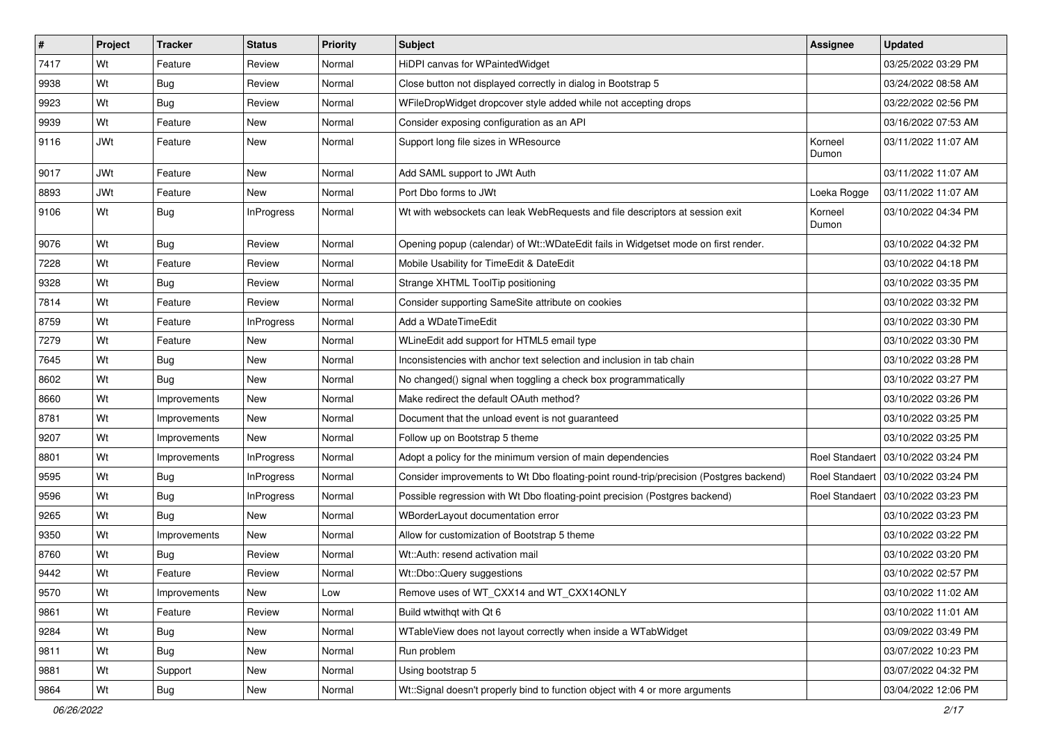| # | Project | Tracker | Status | Priority | Subject | Assignee | Updated |
|---|---|---|---|---|---|---|---|
| 7417 | Wt | Feature | Review | Normal | HiDPI canvas for WPaintedWidget | | 03/25/2022 03:29 PM |
| 9938 | Wt | Bug | Review | Normal | Close button not displayed correctly in dialog in Bootstrap 5 | | 03/24/2022 08:58 AM |
| 9923 | Wt | Bug | Review | Normal | WFileDropWidget dropcover style added while not accepting drops | | 03/22/2022 02:56 PM |
| 9939 | Wt | Feature | New | Normal | Consider exposing configuration as an API | | 03/16/2022 07:53 AM |
| 9116 | JWt | Feature | New | Normal | Support long file sizes in WResource | Korneel Dumon | 03/11/2022 11:07 AM |
| 9017 | JWt | Feature | New | Normal | Add SAML support to JWt Auth | | 03/11/2022 11:07 AM |
| 8893 | JWt | Feature | New | Normal | Port Dbo forms to JWt | Loeka Rogge | 03/11/2022 11:07 AM |
| 9106 | Wt | Bug | InProgress | Normal | Wt with websockets can leak WebRequests and file descriptors at session exit | Korneel Dumon | 03/10/2022 04:34 PM |
| 9076 | Wt | Bug | Review | Normal | Opening popup (calendar) of Wt::WDateEdit fails in Widgetset mode on first render. | | 03/10/2022 04:32 PM |
| 7228 | Wt | Feature | Review | Normal | Mobile Usability for TimeEdit & DateEdit | | 03/10/2022 04:18 PM |
| 9328 | Wt | Bug | Review | Normal | Strange XHTML ToolTip positioning | | 03/10/2022 03:35 PM |
| 7814 | Wt | Feature | Review | Normal | Consider supporting SameSite attribute on cookies | | 03/10/2022 03:32 PM |
| 8759 | Wt | Feature | InProgress | Normal | Add a WDateTimeEdit | | 03/10/2022 03:30 PM |
| 7279 | Wt | Feature | New | Normal | WLineEdit add support for HTML5 email type | | 03/10/2022 03:30 PM |
| 7645 | Wt | Bug | New | Normal | Inconsistencies with anchor text selection and inclusion in tab chain | | 03/10/2022 03:28 PM |
| 8602 | Wt | Bug | New | Normal | No changed() signal when toggling a check box programmatically | | 03/10/2022 03:27 PM |
| 8660 | Wt | Improvements | New | Normal | Make redirect the default OAuth method? | | 03/10/2022 03:26 PM |
| 8781 | Wt | Improvements | New | Normal | Document that the unload event is not guaranteed | | 03/10/2022 03:25 PM |
| 9207 | Wt | Improvements | New | Normal | Follow up on Bootstrap 5 theme | | 03/10/2022 03:25 PM |
| 8801 | Wt | Improvements | InProgress | Normal | Adopt a policy for the minimum version of main dependencies | Roel Standaert | 03/10/2022 03:24 PM |
| 9595 | Wt | Bug | InProgress | Normal | Consider improvements to Wt Dbo floating-point round-trip/precision (Postgres backend) | Roel Standaert | 03/10/2022 03:24 PM |
| 9596 | Wt | Bug | InProgress | Normal | Possible regression with Wt Dbo floating-point precision (Postgres backend) | Roel Standaert | 03/10/2022 03:23 PM |
| 9265 | Wt | Bug | New | Normal | WBorderLayout documentation error | | 03/10/2022 03:23 PM |
| 9350 | Wt | Improvements | New | Normal | Allow for customization of Bootstrap 5 theme | | 03/10/2022 03:22 PM |
| 8760 | Wt | Bug | Review | Normal | Wt::Auth: resend activation mail | | 03/10/2022 03:20 PM |
| 9442 | Wt | Feature | Review | Normal | Wt::Dbo::Query suggestions | | 03/10/2022 02:57 PM |
| 9570 | Wt | Improvements | New | Low | Remove uses of WT_CXX14 and WT_CXX14ONLY | | 03/10/2022 11:02 AM |
| 9861 | Wt | Feature | Review | Normal | Build wtwithqt with Qt 6 | | 03/10/2022 11:01 AM |
| 9284 | Wt | Bug | New | Normal | WTableView does not layout correctly when inside a WTabWidget | | 03/09/2022 03:49 PM |
| 9811 | Wt | Bug | New | Normal | Run problem | | 03/07/2022 10:23 PM |
| 9881 | Wt | Support | New | Normal | Using bootstrap 5 | | 03/07/2022 04:32 PM |
| 9864 | Wt | Bug | New | Normal | Wt::Signal doesn't properly bind to function object with 4 or more arguments | | 03/04/2022 12:06 PM |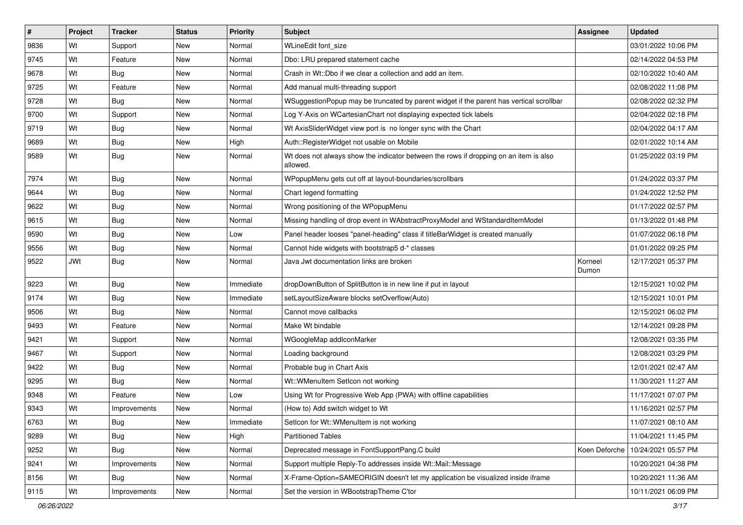| # | Project | Tracker | Status | Priority | Subject | Assignee | Updated |
|---|---|---|---|---|---|---|---|
| 9836 | Wt | Support | New | Normal | WLineEdit font_size | | 03/01/2022 10:06 PM |
| 9745 | Wt | Feature | New | Normal | Dbo: LRU prepared statement cache | | 02/14/2022 04:53 PM |
| 9678 | Wt | Bug | New | Normal | Crash in Wt::Dbo if we clear a collection and add an item. | | 02/10/2022 10:40 AM |
| 9725 | Wt | Feature | New | Normal | Add manual multi-threading support | | 02/08/2022 11:08 PM |
| 9728 | Wt | Bug | New | Normal | WSuggestionPopup may be truncated by parent widget if the parent has vertical scrollbar | | 02/08/2022 02:32 PM |
| 9700 | Wt | Support | New | Normal | Log Y-Axis on WCartesianChart not displaying expected tick labels | | 02/04/2022 02:18 PM |
| 9719 | Wt | Bug | New | Normal | Wt AxisSliderWidget view port is no longer sync with the Chart | | 02/04/2022 04:17 AM |
| 9689 | Wt | Bug | New | High | Auth::RegisterWidget not usable on Mobile | | 02/01/2022 10:14 AM |
| 9589 | Wt | Bug | New | Normal | Wt does not always show the indicator between the rows if dropping on an item is also allowed. | | 01/25/2022 03:19 PM |
| 7974 | Wt | Bug | New | Normal | WPopupMenu gets cut off at layout-boundaries/scrollbars | | 01/24/2022 03:37 PM |
| 9644 | Wt | Bug | New | Normal | Chart legend formatting | | 01/24/2022 12:52 PM |
| 9622 | Wt | Bug | New | Normal | Wrong positioning of the WPopupMenu | | 01/17/2022 02:57 PM |
| 9615 | Wt | Bug | New | Normal | Missing handling of drop event in WAbstractProxyModel and WStandardItemModel | | 01/13/2022 01:48 PM |
| 9590 | Wt | Bug | New | Low | Panel header looses "panel-heading" class if titleBarWidget is created manually | | 01/07/2022 06:18 PM |
| 9556 | Wt | Bug | New | Normal | Cannot hide widgets with bootstrap5 d-* classes | | 01/01/2022 09:25 PM |
| 9522 | JWt | Bug | New | Normal | Java Jwt documentation links are broken | Korneel Dumon | 12/17/2021 05:37 PM |
| 9223 | Wt | Bug | New | Immediate | dropDownButton of SplitButton is in new line if put in layout | | 12/15/2021 10:02 PM |
| 9174 | Wt | Bug | New | Immediate | setLayoutSizeAware blocks setOverflow(Auto) | | 12/15/2021 10:01 PM |
| 9506 | Wt | Bug | New | Normal | Cannot move callbacks | | 12/15/2021 06:02 PM |
| 9493 | Wt | Feature | New | Normal | Make Wt bindable | | 12/14/2021 09:28 PM |
| 9421 | Wt | Support | New | Normal | WGoogleMap addIconMarker | | 12/08/2021 03:35 PM |
| 9467 | Wt | Support | New | Normal | Loading background | | 12/08/2021 03:29 PM |
| 9422 | Wt | Bug | New | Normal | Probable bug in Chart Axis | | 12/01/2021 02:47 AM |
| 9295 | Wt | Bug | New | Normal | Wt::WMenuItem SetIcon not working | | 11/30/2021 11:27 AM |
| 9348 | Wt | Feature | New | Low | Using Wt for Progressive Web App (PWA) with offline capabilities | | 11/17/2021 07:07 PM |
| 9343 | Wt | Improvements | New | Normal | (How to) Add switch widget to Wt | | 11/16/2021 02:57 PM |
| 6763 | Wt | Bug | New | Immediate | SetIcon for Wt::WMenuItem is not working | | 11/07/2021 08:10 AM |
| 9289 | Wt | Bug | New | High | Partitioned Tables | | 11/04/2021 11:45 PM |
| 9252 | Wt | Bug | New | Normal | Deprecated message in FontSupportPang.C build | Koen Deforche | 10/24/2021 05:57 PM |
| 9241 | Wt | Improvements | New | Normal | Support multiple Reply-To addresses inside Wt::Mail::Message | | 10/20/2021 04:38 PM |
| 8156 | Wt | Bug | New | Normal | X-Frame-Option=SAMEORIGIN doesn't let my application be visualized inside iframe | | 10/20/2021 11:36 AM |
| 9115 | Wt | Improvements | New | Normal | Set the version in WBootstrapTheme C'tor | | 10/11/2021 06:09 PM |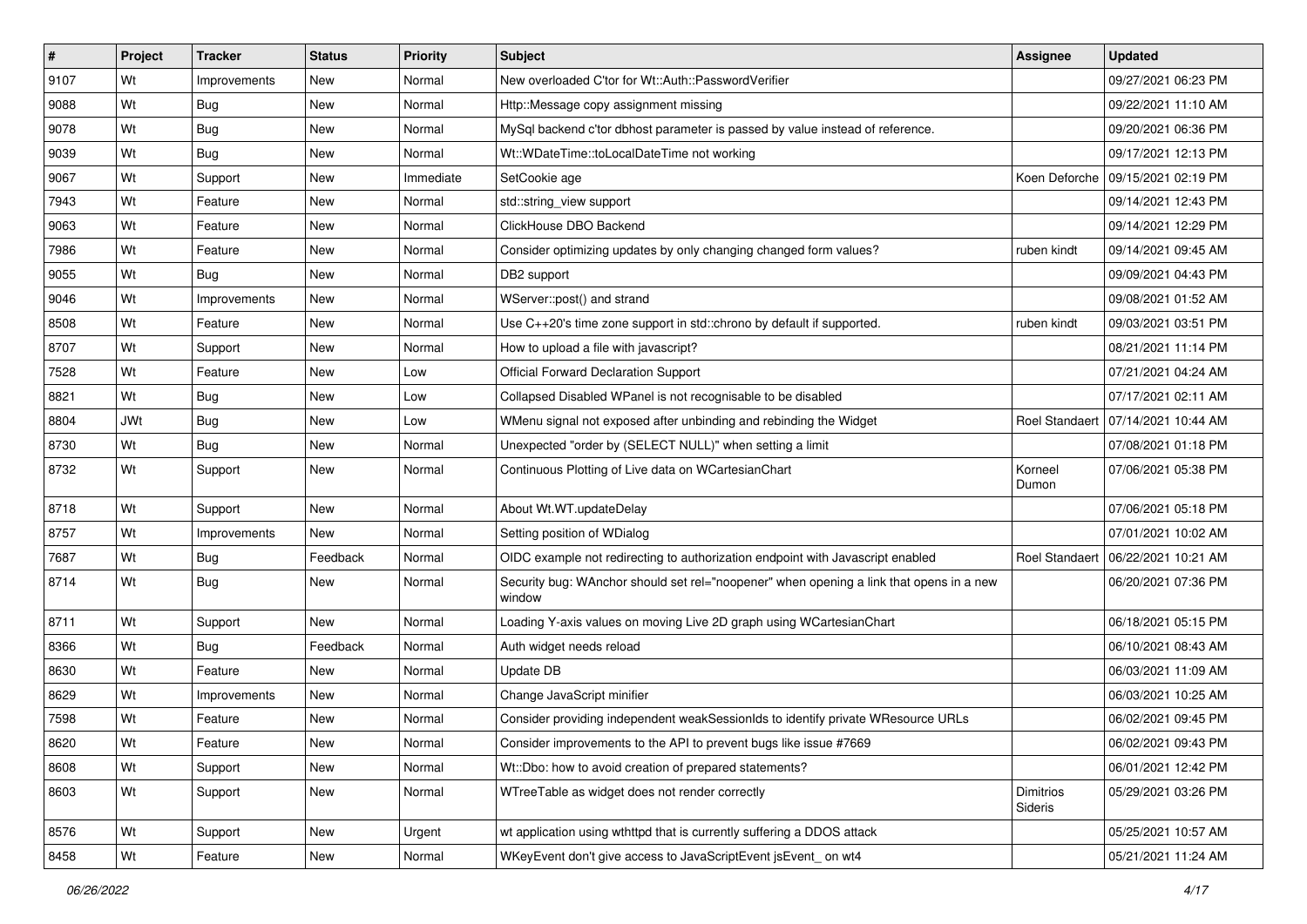| # | Project | Tracker | Status | Priority | Subject | Assignee | Updated |
|---|---|---|---|---|---|---|---|
| 9107 | Wt | Improvements | New | Normal | New overloaded C'tor for Wt::Auth::PasswordVerifier | | 09/27/2021 06:23 PM |
| 9088 | Wt | Bug | New | Normal | Http::Message copy assignment missing | | 09/22/2021 11:10 AM |
| 9078 | Wt | Bug | New | Normal | MySql backend c'tor dbhost parameter is passed by value instead of reference. | | 09/20/2021 06:36 PM |
| 9039 | Wt | Bug | New | Normal | Wt::WDateTime::toLocalDateTime not working | | 09/17/2021 12:13 PM |
| 9067 | Wt | Support | New | Immediate | SetCookie age | Koen Deforche | 09/15/2021 02:19 PM |
| 7943 | Wt | Feature | New | Normal | std::string_view support | | 09/14/2021 12:43 PM |
| 9063 | Wt | Feature | New | Normal | ClickHouse DBO Backend | | 09/14/2021 12:29 PM |
| 7986 | Wt | Feature | New | Normal | Consider optimizing updates by only changing changed form values? | ruben kindt | 09/14/2021 09:45 AM |
| 9055 | Wt | Bug | New | Normal | DB2 support | | 09/09/2021 04:43 PM |
| 9046 | Wt | Improvements | New | Normal | WServer::post() and strand | | 09/08/2021 01:52 AM |
| 8508 | Wt | Feature | New | Normal | Use C++20's time zone support in std::chrono by default if supported. | ruben kindt | 09/03/2021 03:51 PM |
| 8707 | Wt | Support | New | Normal | How to upload a file with javascript? | | 08/21/2021 11:14 PM |
| 7528 | Wt | Feature | New | Low | Official Forward Declaration Support | | 07/21/2021 04:24 AM |
| 8821 | Wt | Bug | New | Low | Collapsed Disabled WPanel is not recognisable to be disabled | | 07/17/2021 02:11 AM |
| 8804 | JWt | Bug | New | Low | WMenu signal not exposed after unbinding and rebinding the Widget | Roel Standaert | 07/14/2021 10:44 AM |
| 8730 | Wt | Bug | New | Normal | Unexpected "order by (SELECT NULL)" when setting a limit | | 07/08/2021 01:18 PM |
| 8732 | Wt | Support | New | Normal | Continuous Plotting of Live data on WCartesianChart | Korneel Dumon | 07/06/2021 05:38 PM |
| 8718 | Wt | Support | New | Normal | About Wt.WT.updateDelay | | 07/06/2021 05:18 PM |
| 8757 | Wt | Improvements | New | Normal | Setting position of WDialog | | 07/01/2021 10:02 AM |
| 7687 | Wt | Bug | Feedback | Normal | OIDC example not redirecting to authorization endpoint with Javascript enabled | Roel Standaert | 06/22/2021 10:21 AM |
| 8714 | Wt | Bug | New | Normal | Security bug: WAnchor should set rel="noopener" when opening a link that opens in a new window | | 06/20/2021 07:36 PM |
| 8711 | Wt | Support | New | Normal | Loading Y-axis values on moving Live 2D graph using WCartesianChart | | 06/18/2021 05:15 PM |
| 8366 | Wt | Bug | Feedback | Normal | Auth widget needs reload | | 06/10/2021 08:43 AM |
| 8630 | Wt | Feature | New | Normal | Update DB | | 06/03/2021 11:09 AM |
| 8629 | Wt | Improvements | New | Normal | Change JavaScript minifier | | 06/03/2021 10:25 AM |
| 7598 | Wt | Feature | New | Normal | Consider providing independent weakSessionIds to identify private WResource URLs | | 06/02/2021 09:45 PM |
| 8620 | Wt | Feature | New | Normal | Consider improvements to the API to prevent bugs like issue #7669 | | 06/02/2021 09:43 PM |
| 8608 | Wt | Support | New | Normal | Wt::Dbo: how to avoid creation of prepared statements? | | 06/01/2021 12:42 PM |
| 8603 | Wt | Support | New | Normal | WTreeTable as widget does not render correctly | Dimitrios Sideris | 05/29/2021 03:26 PM |
| 8576 | Wt | Support | New | Urgent | wt application using wthttpd that is currently suffering a DDOS attack | | 05/25/2021 10:57 AM |
| 8458 | Wt | Feature | New | Normal | WKeyEvent don't give access to JavaScriptEvent jsEvent_ on wt4 | | 05/21/2021 11:24 AM |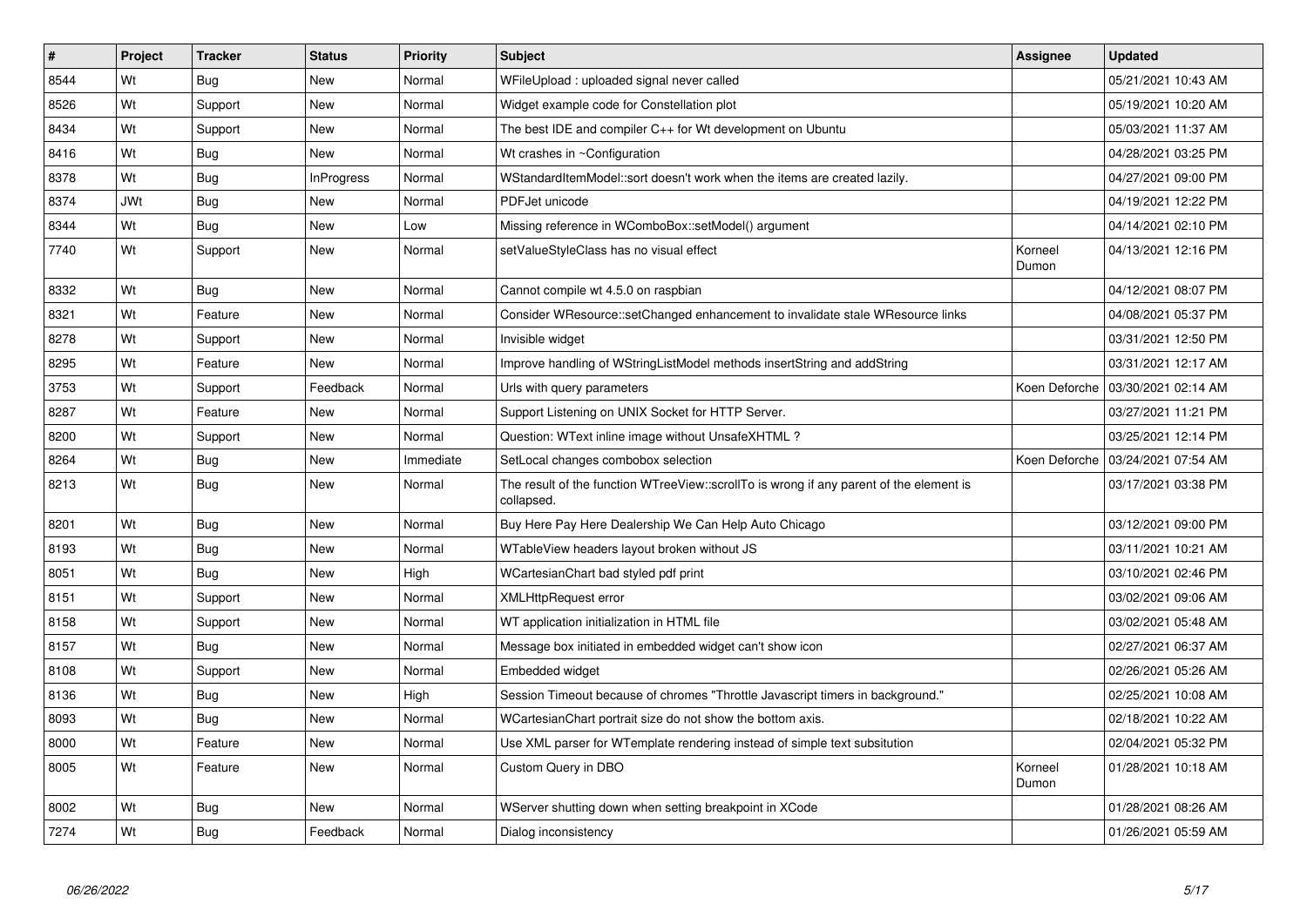| # | Project | Tracker | Status | Priority | Subject | Assignee | Updated |
|---|---|---|---|---|---|---|---|
| 8544 | Wt | Bug | New | Normal | WFileUpload : uploaded signal never called | | 05/21/2021 10:43 AM |
| 8526 | Wt | Support | New | Normal | Widget example code for Constellation plot | | 05/19/2021 10:20 AM |
| 8434 | Wt | Support | New | Normal | The best IDE and compiler C++ for Wt development on Ubuntu | | 05/03/2021 11:37 AM |
| 8416 | Wt | Bug | New | Normal | Wt crashes in ~Configuration | | 04/28/2021 03:25 PM |
| 8378 | Wt | Bug | InProgress | Normal | WStandardItemModel::sort doesn't work when the items are created lazily. | | 04/27/2021 09:00 PM |
| 8374 | JWt | Bug | New | Normal | PDFJet unicode | | 04/19/2021 12:22 PM |
| 8344 | Wt | Bug | New | Low | Missing reference in WComboBox::setModel() argument | | 04/14/2021 02:10 PM |
| 7740 | Wt | Support | New | Normal | setValueStyleClass has no visual effect | Korneel Dumon | 04/13/2021 12:16 PM |
| 8332 | Wt | Bug | New | Normal | Cannot compile wt 4.5.0 on raspbian | | 04/12/2021 08:07 PM |
| 8321 | Wt | Feature | New | Normal | Consider WResource::setChanged enhancement to invalidate stale WResource links | | 04/08/2021 05:37 PM |
| 8278 | Wt | Support | New | Normal | Invisible widget | | 03/31/2021 12:50 PM |
| 8295 | Wt | Feature | New | Normal | Improve handling of WStringListModel methods insertString and addString | | 03/31/2021 12:17 AM |
| 3753 | Wt | Support | Feedback | Normal | Urls with query parameters | Koen Deforche | 03/30/2021 02:14 AM |
| 8287 | Wt | Feature | New | Normal | Support Listening on UNIX Socket for HTTP Server. | | 03/27/2021 11:21 PM |
| 8200 | Wt | Support | New | Normal | Question: WText inline image without UnsafeXHTML ? | | 03/25/2021 12:14 PM |
| 8264 | Wt | Bug | New | Immediate | SetLocal changes combobox selection | Koen Deforche | 03/24/2021 07:54 AM |
| 8213 | Wt | Bug | New | Normal | The result of the function WTreeView::scrollTo is wrong if any parent of the element is collapsed. | | 03/17/2021 03:38 PM |
| 8201 | Wt | Bug | New | Normal | Buy Here Pay Here Dealership We Can Help Auto Chicago | | 03/12/2021 09:00 PM |
| 8193 | Wt | Bug | New | Normal | WTableView headers layout broken without JS | | 03/11/2021 10:21 AM |
| 8051 | Wt | Bug | New | High | WCartesianChart bad styled pdf print | | 03/10/2021 02:46 PM |
| 8151 | Wt | Support | New | Normal | XMLHttpRequest error | | 03/02/2021 09:06 AM |
| 8158 | Wt | Support | New | Normal | WT application initialization in HTML file | | 03/02/2021 05:48 AM |
| 8157 | Wt | Bug | New | Normal | Message box initiated in embedded widget can't show icon | | 02/27/2021 06:37 AM |
| 8108 | Wt | Support | New | Normal | Embedded widget | | 02/26/2021 05:26 AM |
| 8136 | Wt | Bug | New | High | Session Timeout because of chromes "Throttle Javascript timers in background." | | 02/25/2021 10:08 AM |
| 8093 | Wt | Bug | New | Normal | WCartesianChart portrait size do not show the bottom axis. | | 02/18/2021 10:22 AM |
| 8000 | Wt | Feature | New | Normal | Use XML parser for WTemplate rendering instead of simple text subsitution | | 02/04/2021 05:32 PM |
| 8005 | Wt | Feature | New | Normal | Custom Query in DBO | Korneel Dumon | 01/28/2021 10:18 AM |
| 8002 | Wt | Bug | New | Normal | WServer shutting down when setting breakpoint in XCode | | 01/28/2021 08:26 AM |
| 7274 | Wt | Bug | Feedback | Normal | Dialog inconsistency | | 01/26/2021 05:59 AM |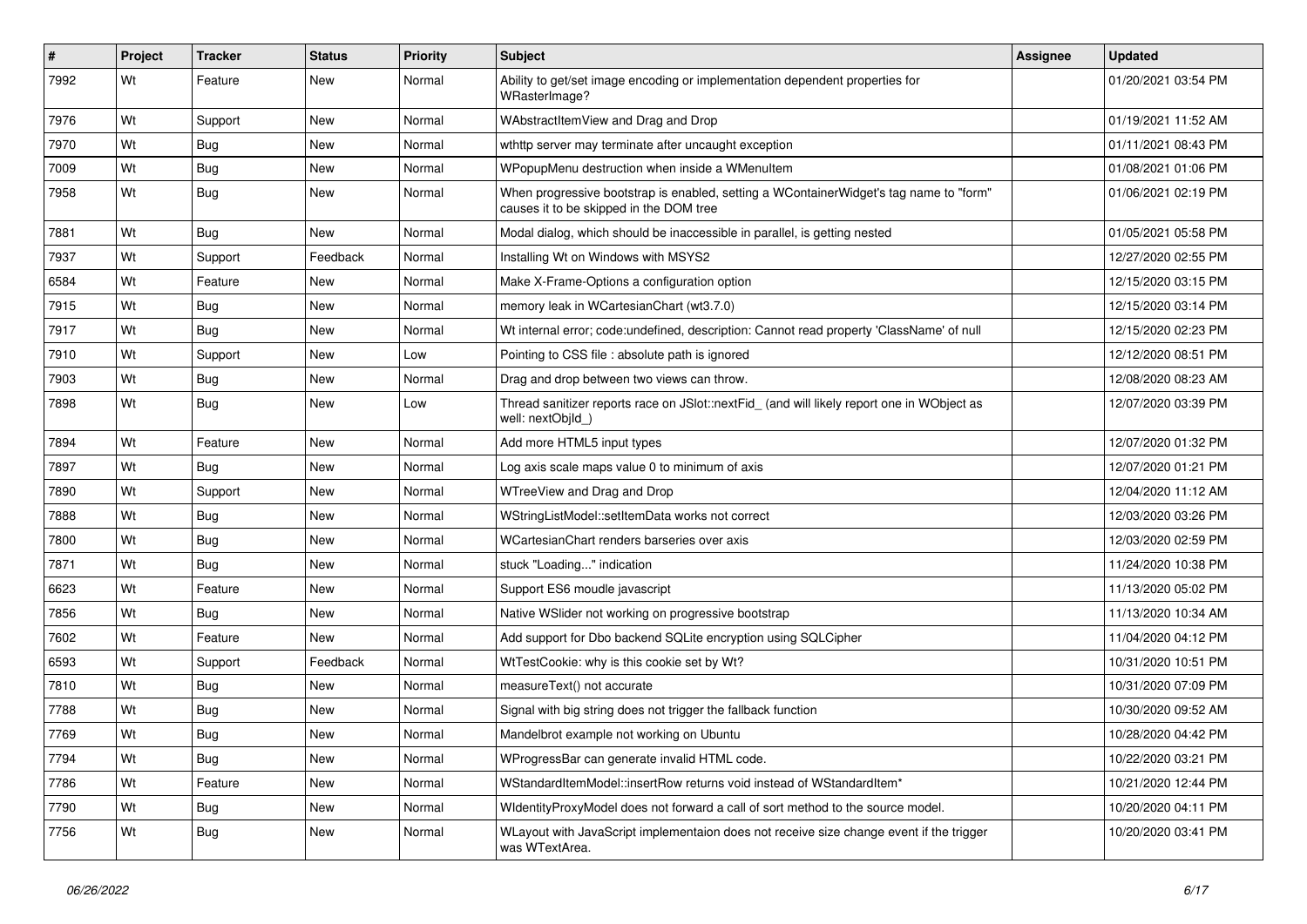| # | Project | Tracker | Status | Priority | Subject | Assignee | Updated |
|---|---|---|---|---|---|---|---|
| 7992 | Wt | Feature | New | Normal | Ability to get/set image encoding or implementation dependent properties for WRasterImage? | | 01/20/2021 03:54 PM |
| 7976 | Wt | Support | New | Normal | WAbstractItemView and Drag and Drop | | 01/19/2021 11:52 AM |
| 7970 | Wt | Bug | New | Normal | wthttp server may terminate after uncaught exception | | 01/11/2021 08:43 PM |
| 7009 | Wt | Bug | New | Normal | WPopupMenu destruction when inside a WMenuItem | | 01/08/2021 01:06 PM |
| 7958 | Wt | Bug | New | Normal | When progressive bootstrap is enabled, setting a WContainerWidget's tag name to "form" causes it to be skipped in the DOM tree | | 01/06/2021 02:19 PM |
| 7881 | Wt | Bug | New | Normal | Modal dialog, which should be inaccessible in parallel, is getting nested | | 01/05/2021 05:58 PM |
| 7937 | Wt | Support | Feedback | Normal | Installing Wt on Windows with MSYS2 | | 12/27/2020 02:55 PM |
| 6584 | Wt | Feature | New | Normal | Make X-Frame-Options a configuration option | | 12/15/2020 03:15 PM |
| 7915 | Wt | Bug | New | Normal | memory leak in WCartesianChart (wt3.7.0) | | 12/15/2020 03:14 PM |
| 7917 | Wt | Bug | New | Normal | Wt internal error; code:undefined, description: Cannot read property 'ClassName' of null | | 12/15/2020 02:23 PM |
| 7910 | Wt | Support | New | Low | Pointing to CSS file : absolute path is ignored | | 12/12/2020 08:51 PM |
| 7903 | Wt | Bug | New | Normal | Drag and drop between two views can throw. | | 12/08/2020 08:23 AM |
| 7898 | Wt | Bug | New | Low | Thread sanitizer reports race on JSlot::nextFid_ (and will likely report one in WObject as well: nextObjId_) | | 12/07/2020 03:39 PM |
| 7894 | Wt | Feature | New | Normal | Add more HTML5 input types | | 12/07/2020 01:32 PM |
| 7897 | Wt | Bug | New | Normal | Log axis scale maps value 0 to minimum of axis | | 12/07/2020 01:21 PM |
| 7890 | Wt | Support | New | Normal | WTreeView and Drag and Drop | | 12/04/2020 11:12 AM |
| 7888 | Wt | Bug | New | Normal | WStringListModel::setItemData works not correct | | 12/03/2020 03:26 PM |
| 7800 | Wt | Bug | New | Normal | WCartesianChart renders barseries over axis | | 12/03/2020 02:59 PM |
| 7871 | Wt | Bug | New | Normal | stuck "Loading..." indication | | 11/24/2020 10:38 PM |
| 6623 | Wt | Feature | New | Normal | Support ES6 moudle javascript | | 11/13/2020 05:02 PM |
| 7856 | Wt | Bug | New | Normal | Native WSlider not working on progressive bootstrap | | 11/13/2020 10:34 AM |
| 7602 | Wt | Feature | New | Normal | Add support for Dbo backend SQLite encryption using SQLCipher | | 11/04/2020 04:12 PM |
| 6593 | Wt | Support | Feedback | Normal | WtTestCookie: why is this cookie set by Wt? | | 10/31/2020 10:51 PM |
| 7810 | Wt | Bug | New | Normal | measureText() not accurate | | 10/31/2020 07:09 PM |
| 7788 | Wt | Bug | New | Normal | Signal with big string does not trigger the fallback function | | 10/30/2020 09:52 AM |
| 7769 | Wt | Bug | New | Normal | Mandelbrot example not working on Ubuntu | | 10/28/2020 04:42 PM |
| 7794 | Wt | Bug | New | Normal | WProgressBar can generate invalid HTML code. | | 10/22/2020 03:21 PM |
| 7786 | Wt | Feature | New | Normal | WStandardItemModel::insertRow returns void instead of WStandardItem* | | 10/21/2020 12:44 PM |
| 7790 | Wt | Bug | New | Normal | WIdentityProxyModel does not forward a call of sort method to the source model. | | 10/20/2020 04:11 PM |
| 7756 | Wt | Bug | New | Normal | WLayout with JavaScript implementaion does not receive size change event if the trigger was WTextArea. | | 10/20/2020 03:41 PM |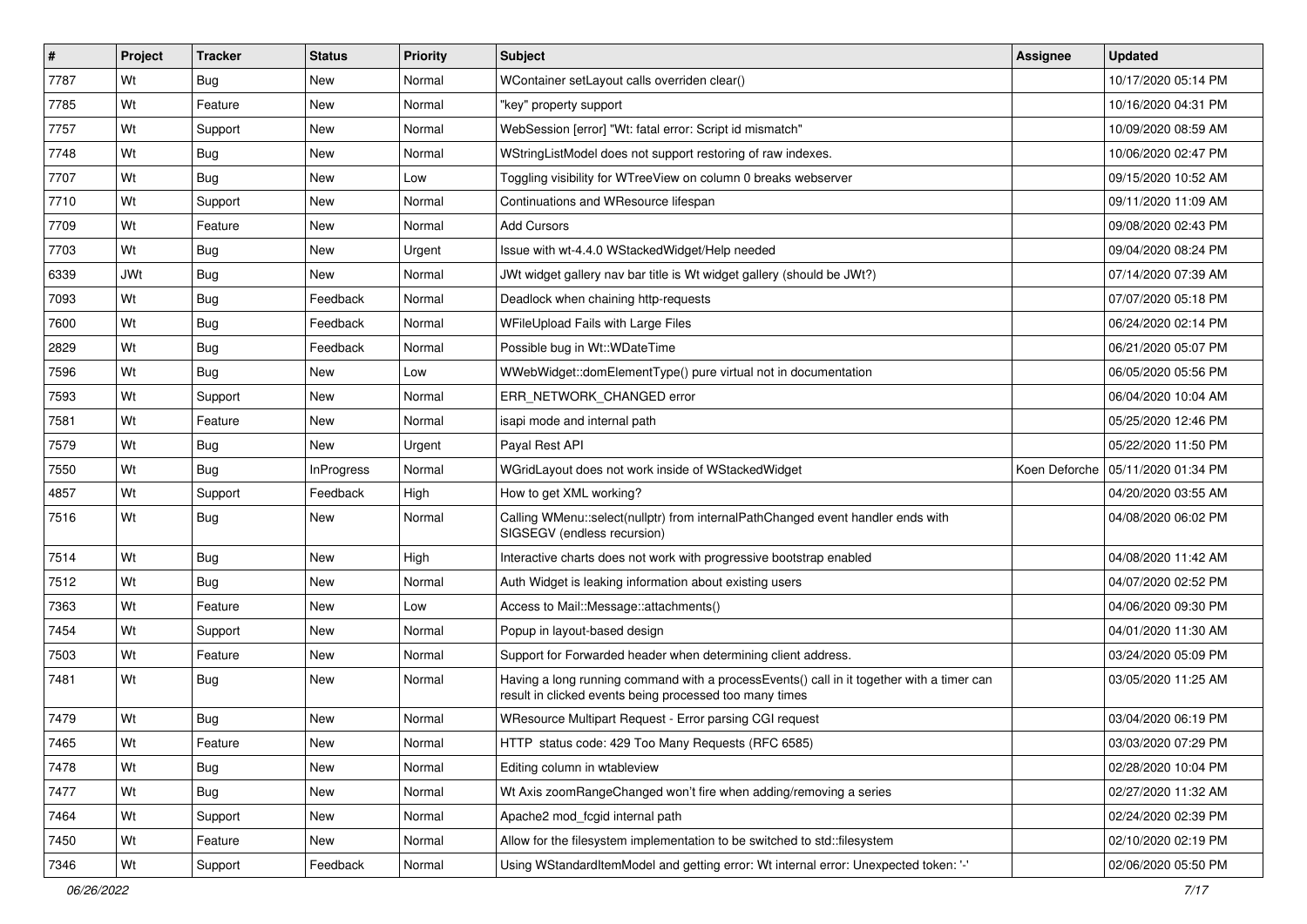| # | Project | Tracker | Status | Priority | Subject | Assignee | Updated |
|---|---|---|---|---|---|---|---|
| 7787 | Wt | Bug | New | Normal | WContainer setLayout calls overriden clear() | | 10/17/2020 05:14 PM |
| 7785 | Wt | Feature | New | Normal | "key" property support | | 10/16/2020 04:31 PM |
| 7757 | Wt | Support | New | Normal | WebSession [error] "Wt: fatal error: Script id mismatch" | | 10/09/2020 08:59 AM |
| 7748 | Wt | Bug | New | Normal | WStringListModel does not support restoring of raw indexes. | | 10/06/2020 02:47 PM |
| 7707 | Wt | Bug | New | Low | Toggling visibility for WTreeView on column 0 breaks webserver | | 09/15/2020 10:52 AM |
| 7710 | Wt | Support | New | Normal | Continuations and WResource lifespan | | 09/11/2020 11:09 AM |
| 7709 | Wt | Feature | New | Normal | Add Cursors | | 09/08/2020 02:43 PM |
| 7703 | Wt | Bug | New | Urgent | Issue with wt-4.4.0 WStackedWidget/Help needed | | 09/04/2020 08:24 PM |
| 6339 | JWt | Bug | New | Normal | JWt widget gallery nav bar title is Wt widget gallery (should be JWt?) | | 07/14/2020 07:39 AM |
| 7093 | Wt | Bug | Feedback | Normal | Deadlock when chaining http-requests | | 07/07/2020 05:18 PM |
| 7600 | Wt | Bug | Feedback | Normal | WFileUpload Fails with Large Files | | 06/24/2020 02:14 PM |
| 2829 | Wt | Bug | Feedback | Normal | Possible bug in Wt::WDateTime | | 06/21/2020 05:07 PM |
| 7596 | Wt | Bug | New | Low | WWebWidget::domElementType() pure virtual not in documentation | | 06/05/2020 05:56 PM |
| 7593 | Wt | Support | New | Normal | ERR_NETWORK_CHANGED error | | 06/04/2020 10:04 AM |
| 7581 | Wt | Feature | New | Normal | isapi mode and internal path | | 05/25/2020 12:46 PM |
| 7579 | Wt | Bug | New | Urgent | Payal Rest API | | 05/22/2020 11:50 PM |
| 7550 | Wt | Bug | InProgress | Normal | WGridLayout does not work inside of WStackedWidget | Koen Deforche | 05/11/2020 01:34 PM |
| 4857 | Wt | Support | Feedback | High | How to get XML working? | | 04/20/2020 03:55 AM |
| 7516 | Wt | Bug | New | Normal | Calling WMenu::select(nullptr) from internalPathChanged event handler ends with SIGSEGV (endless recursion) | | 04/08/2020 06:02 PM |
| 7514 | Wt | Bug | New | High | Interactive charts does not work with progressive bootstrap enabled | | 04/08/2020 11:42 AM |
| 7512 | Wt | Bug | New | Normal | Auth Widget is leaking information about existing users | | 04/07/2020 02:52 PM |
| 7363 | Wt | Feature | New | Low | Access to Mail::Message::attachments() | | 04/06/2020 09:30 PM |
| 7454 | Wt | Support | New | Normal | Popup in layout-based design | | 04/01/2020 11:30 AM |
| 7503 | Wt | Feature | New | Normal | Support for Forwarded header when determining client address. | | 03/24/2020 05:09 PM |
| 7481 | Wt | Bug | New | Normal | Having a long running command with a processEvents() call in it together with a timer can result in clicked events being processed too many times | | 03/05/2020 11:25 AM |
| 7479 | Wt | Bug | New | Normal | WResource Multipart Request - Error parsing CGI request | | 03/04/2020 06:19 PM |
| 7465 | Wt | Feature | New | Normal | HTTP status code: 429 Too Many Requests (RFC 6585) | | 03/03/2020 07:29 PM |
| 7478 | Wt | Bug | New | Normal | Editing column in wtableview | | 02/28/2020 10:04 PM |
| 7477 | Wt | Bug | New | Normal | Wt Axis zoomRangeChanged won't fire when adding/removing a series | | 02/27/2020 11:32 AM |
| 7464 | Wt | Support | New | Normal | Apache2 mod_fcgid internal path | | 02/24/2020 02:39 PM |
| 7450 | Wt | Feature | New | Normal | Allow for the filesystem implementation to be switched to std::filesystem | | 02/10/2020 02:19 PM |
| 7346 | Wt | Support | Feedback | Normal | Using WStandardItemModel and getting error: Wt internal error: Unexpected token: '-' | | 02/06/2020 05:50 PM |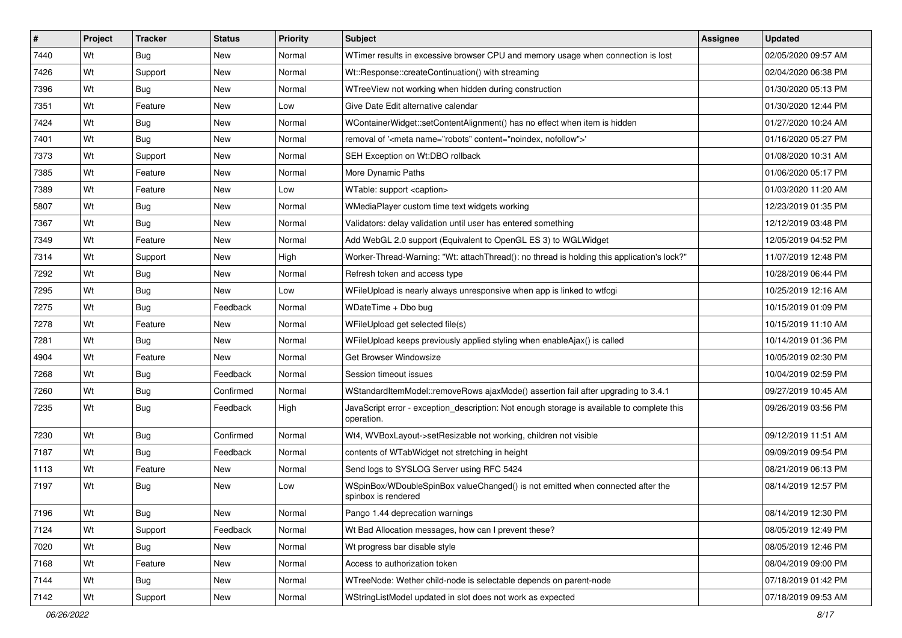| # | Project | Tracker | Status | Priority | Subject | Assignee | Updated |
|---|---|---|---|---|---|---|---|
| 7440 | Wt | Bug | New | Normal | WTimer results in excessive browser CPU and memory usage when connection is lost | | 02/05/2020 09:57 AM |
| 7426 | Wt | Support | New | Normal | Wt::Response::createContinuation() with streaming | | 02/04/2020 06:38 PM |
| 7396 | Wt | Bug | New | Normal | WTreeView not working when hidden during construction | | 01/30/2020 05:13 PM |
| 7351 | Wt | Feature | New | Low | Give Date Edit alternative calendar | | 01/30/2020 12:44 PM |
| 7424 | Wt | Bug | New | Normal | WContainerWidget::setContentAlignment() has no effect when item is hidden | | 01/27/2020 10:24 AM |
| 7401 | Wt | Bug | New | Normal | removal of '<meta name="robots" content="noindex, nofollow">' | | 01/16/2020 05:27 PM |
| 7373 | Wt | Support | New | Normal | SEH Exception on Wt:DBO rollback | | 01/08/2020 10:31 AM |
| 7385 | Wt | Feature | New | Normal | More Dynamic Paths | | 01/06/2020 05:17 PM |
| 7389 | Wt | Feature | New | Low | WTable: support <caption> | | 01/03/2020 11:20 AM |
| 5807 | Wt | Bug | New | Normal | WMediaPlayer custom time text widgets working | | 12/23/2019 01:35 PM |
| 7367 | Wt | Bug | New | Normal | Validators: delay validation until user has entered something | | 12/12/2019 03:48 PM |
| 7349 | Wt | Feature | New | Normal | Add WebGL 2.0 support (Equivalent to OpenGL ES 3) to WGLWidget | | 12/05/2019 04:52 PM |
| 7314 | Wt | Support | New | High | Worker-Thread-Warning: "Wt: attachThread(): no thread is holding this application's lock?" | | 11/07/2019 12:48 PM |
| 7292 | Wt | Bug | New | Normal | Refresh token and access type | | 10/28/2019 06:44 PM |
| 7295 | Wt | Bug | New | Low | WFileUpload is nearly always unresponsive when app is linked to wtfcgi | | 10/25/2019 12:16 AM |
| 7275 | Wt | Bug | Feedback | Normal | WDateTime + Dbo bug | | 10/15/2019 01:09 PM |
| 7278 | Wt | Feature | New | Normal | WFileUpload get selected file(s) | | 10/15/2019 11:10 AM |
| 7281 | Wt | Bug | New | Normal | WFileUpload keeps previously applied styling when enableAjax() is called | | 10/14/2019 01:36 PM |
| 4904 | Wt | Feature | New | Normal | Get Browser Windowsize | | 10/05/2019 02:30 PM |
| 7268 | Wt | Bug | Feedback | Normal | Session timeout issues | | 10/04/2019 02:59 PM |
| 7260 | Wt | Bug | Confirmed | Normal | WStandardItemModel::removeRows ajaxMode() assertion fail after upgrading to 3.4.1 | | 09/27/2019 10:45 AM |
| 7235 | Wt | Bug | Feedback | High | JavaScript error - exception_description: Not enough storage is available to complete this operation. | | 09/26/2019 03:56 PM |
| 7230 | Wt | Bug | Confirmed | Normal | Wt4, WVBoxLayout->setResizable not working, children not visible | | 09/12/2019 11:51 AM |
| 7187 | Wt | Bug | Feedback | Normal | contents of WTabWidget not stretching in height | | 09/09/2019 09:54 PM |
| 1113 | Wt | Feature | New | Normal | Send logs to SYSLOG Server using RFC 5424 | | 08/21/2019 06:13 PM |
| 7197 | Wt | Bug | New | Low | WSpinBox/WDoubleSpinBox valueChanged() is not emitted when connected after the spinbox is rendered | | 08/14/2019 12:57 PM |
| 7196 | Wt | Bug | New | Normal | Pango 1.44 deprecation warnings | | 08/14/2019 12:30 PM |
| 7124 | Wt | Support | Feedback | Normal | Wt Bad Allocation messages, how can I prevent these? | | 08/05/2019 12:49 PM |
| 7020 | Wt | Bug | New | Normal | Wt progress bar disable style | | 08/05/2019 12:46 PM |
| 7168 | Wt | Feature | New | Normal | Access to authorization token | | 08/04/2019 09:00 PM |
| 7144 | Wt | Bug | New | Normal | WTreeNode: Wether child-node is selectable depends on parent-node | | 07/18/2019 01:42 PM |
| 7142 | Wt | Support | New | Normal | WStringListModel updated in slot does not work as expected | | 07/18/2019 09:53 AM |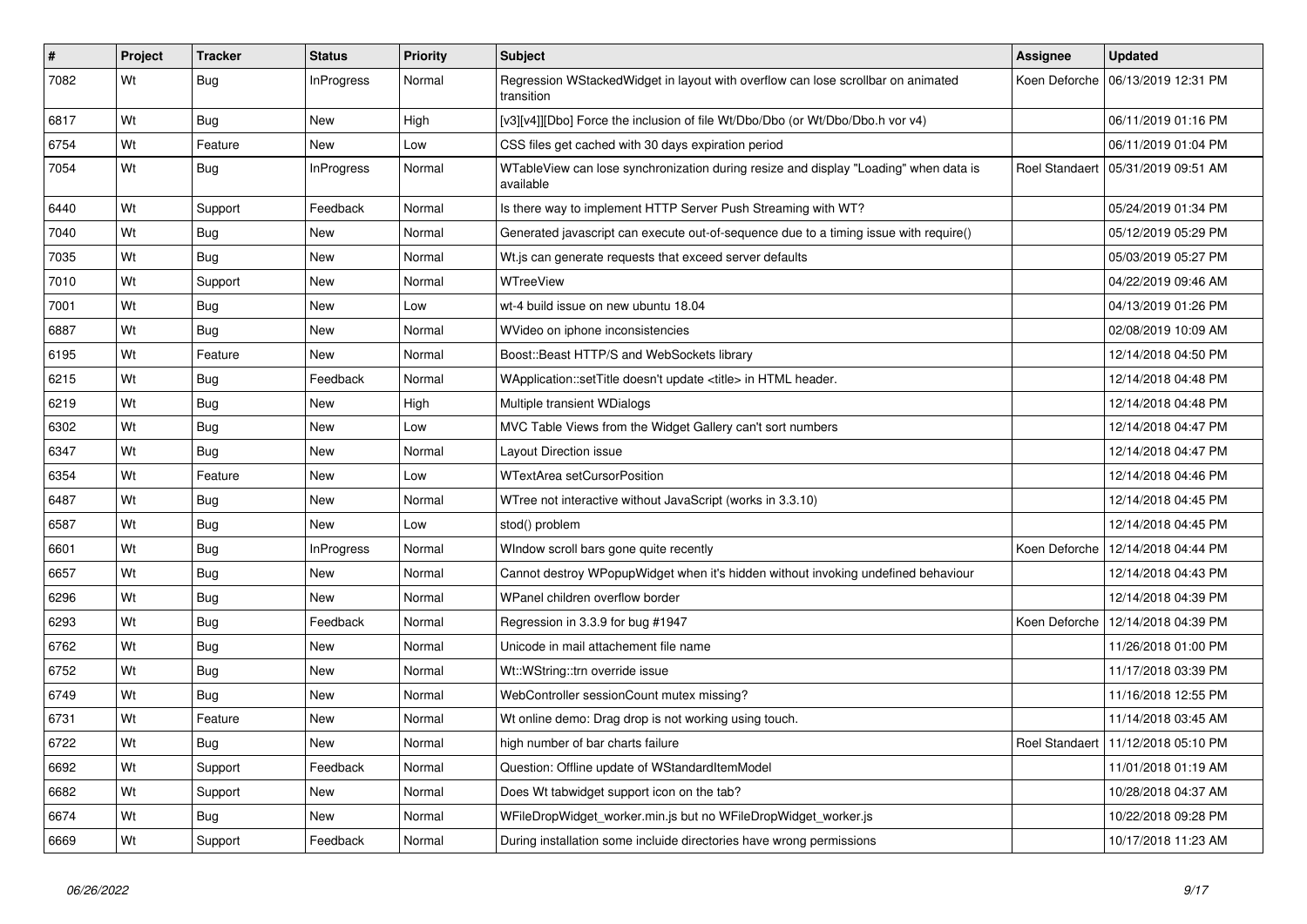| # | Project | Tracker | Status | Priority | Subject | Assignee | Updated |
|---|---|---|---|---|---|---|---|
| 7082 | Wt | Bug | InProgress | Normal | Regression WStackedWidget in layout with overflow can lose scrollbar on animated transition | Koen Deforche | 06/13/2019 12:31 PM |
| 6817 | Wt | Bug | New | High | [v3][v4]][Dbo] Force the inclusion of file Wt/Dbo/Dbo (or Wt/Dbo/Dbo.h vor v4) | | 06/11/2019 01:16 PM |
| 6754 | Wt | Feature | New | Low | CSS files get cached with 30 days expiration period | | 06/11/2019 01:04 PM |
| 7054 | Wt | Bug | InProgress | Normal | WTableView can lose synchronization during resize and display "Loading" when data is available | Roel Standaert | 05/31/2019 09:51 AM |
| 6440 | Wt | Support | Feedback | Normal | Is there way to implement HTTP Server Push Streaming with WT? | | 05/24/2019 01:34 PM |
| 7040 | Wt | Bug | New | Normal | Generated javascript can execute out-of-sequence due to a timing issue with require() | | 05/12/2019 05:29 PM |
| 7035 | Wt | Bug | New | Normal | Wt.js can generate requests that exceed server defaults | | 05/03/2019 05:27 PM |
| 7010 | Wt | Support | New | Normal | WTreeView | | 04/22/2019 09:46 AM |
| 7001 | Wt | Bug | New | Low | wt-4 build issue on new ubuntu 18.04 | | 04/13/2019 01:26 PM |
| 6887 | Wt | Bug | New | Normal | WVideo on iphone inconsistencies | | 02/08/2019 10:09 AM |
| 6195 | Wt | Feature | New | Normal | Boost::Beast HTTP/S and WebSockets library | | 12/14/2018 04:50 PM |
| 6215 | Wt | Bug | Feedback | Normal | WApplication::setTitle doesn't update <title> in HTML header. | | 12/14/2018 04:48 PM |
| 6219 | Wt | Bug | New | High | Multiple transient WDialogs | | 12/14/2018 04:48 PM |
| 6302 | Wt | Bug | New | Low | MVC Table Views from the Widget Gallery can't sort numbers | | 12/14/2018 04:47 PM |
| 6347 | Wt | Bug | New | Normal | Layout Direction issue | | 12/14/2018 04:47 PM |
| 6354 | Wt | Feature | New | Low | WTextArea setCursorPosition | | 12/14/2018 04:46 PM |
| 6487 | Wt | Bug | New | Normal | WTree not interactive without JavaScript (works in 3.3.10) | | 12/14/2018 04:45 PM |
| 6587 | Wt | Bug | New | Low | stod() problem | | 12/14/2018 04:45 PM |
| 6601 | Wt | Bug | InProgress | Normal | WIndow scroll bars gone quite recently | Koen Deforche | 12/14/2018 04:44 PM |
| 6657 | Wt | Bug | New | Normal | Cannot destroy WPopupWidget when it's hidden without invoking undefined behaviour | | 12/14/2018 04:43 PM |
| 6296 | Wt | Bug | New | Normal | WPanel children overflow border | | 12/14/2018 04:39 PM |
| 6293 | Wt | Bug | Feedback | Normal | Regression in 3.3.9 for bug #1947 | Koen Deforche | 12/14/2018 04:39 PM |
| 6762 | Wt | Bug | New | Normal | Unicode in mail attachement file name | | 11/26/2018 01:00 PM |
| 6752 | Wt | Bug | New | Normal | Wt::WString::trn override issue | | 11/17/2018 03:39 PM |
| 6749 | Wt | Bug | New | Normal | WebController sessionCount mutex missing? | | 11/16/2018 12:55 PM |
| 6731 | Wt | Feature | New | Normal | Wt online demo: Drag drop is not working using touch. | | 11/14/2018 03:45 AM |
| 6722 | Wt | Bug | New | Normal | high number of bar charts failure | Roel Standaert | 11/12/2018 05:10 PM |
| 6692 | Wt | Support | Feedback | Normal | Question: Offline update of WStandardItemModel | | 11/01/2018 01:19 AM |
| 6682 | Wt | Support | New | Normal | Does Wt tabwidget support icon on the tab? | | 10/28/2018 04:37 AM |
| 6674 | Wt | Bug | New | Normal | WFileDropWidget_worker.min.js but no WFileDropWidget_worker.js | | 10/22/2018 09:28 PM |
| 6669 | Wt | Support | Feedback | Normal | During installation some incluide directories have wrong permissions | | 10/17/2018 11:23 AM |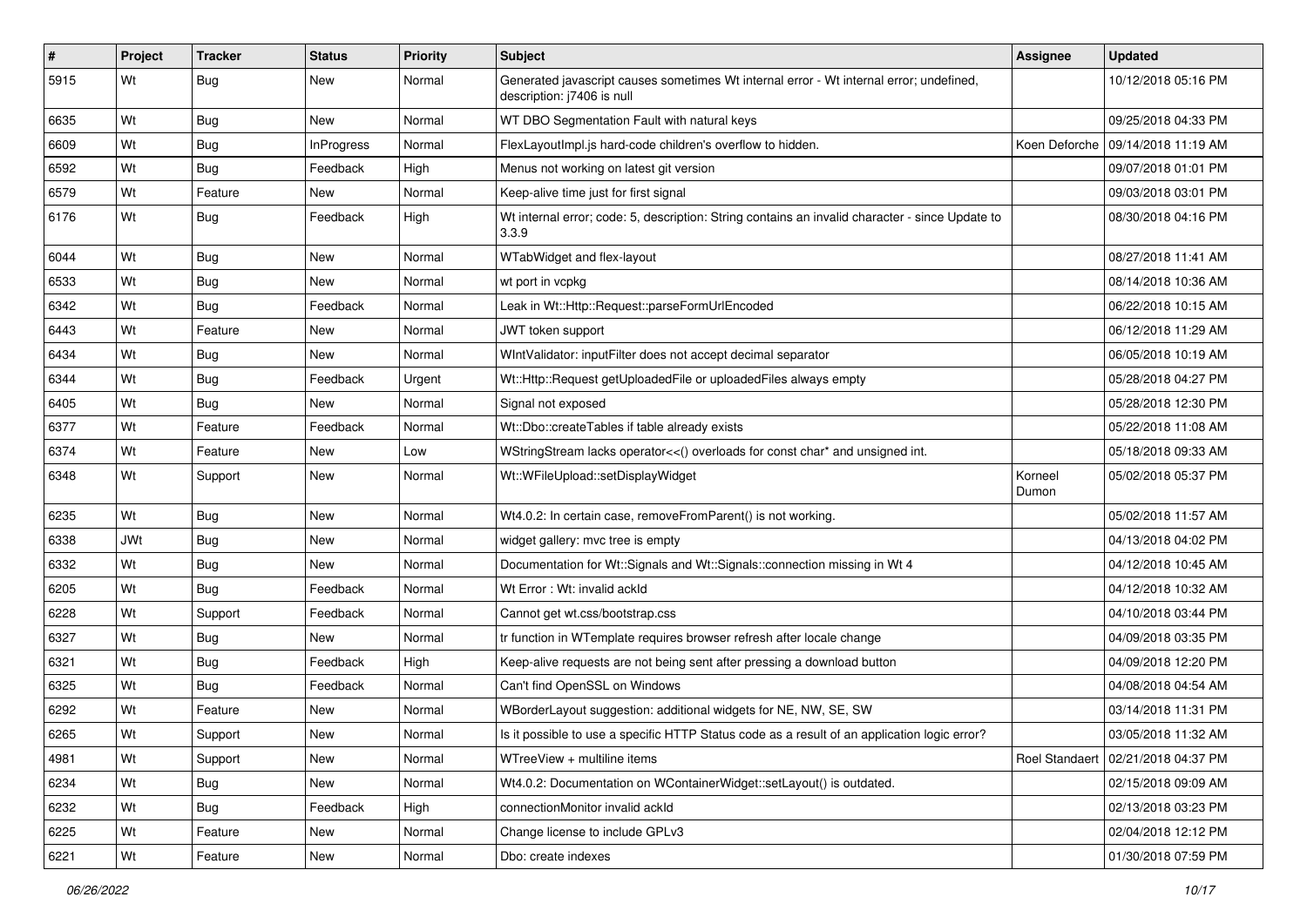| # | Project | Tracker | Status | Priority | Subject | Assignee | Updated |
|---|---|---|---|---|---|---|---|
| 5915 | Wt | Bug | New | Normal | Generated javascript causes sometimes Wt internal error - Wt internal error; undefined, description: j7406 is null | | 10/12/2018 05:16 PM |
| 6635 | Wt | Bug | New | Normal | WT DBO Segmentation Fault with natural keys | | 09/25/2018 04:33 PM |
| 6609 | Wt | Bug | InProgress | Normal | FlexLayoutImpl.js hard-code children's overflow to hidden. | Koen Deforche | 09/14/2018 11:19 AM |
| 6592 | Wt | Bug | Feedback | High | Menus not working on latest git version | | 09/07/2018 01:01 PM |
| 6579 | Wt | Feature | New | Normal | Keep-alive time just for first signal | | 09/03/2018 03:01 PM |
| 6176 | Wt | Bug | Feedback | High | Wt internal error; code: 5, description: String contains an invalid character - since Update to 3.3.9 | | 08/30/2018 04:16 PM |
| 6044 | Wt | Bug | New | Normal | WTabWidget and flex-layout | | 08/27/2018 11:41 AM |
| 6533 | Wt | Bug | New | Normal | wt port in vcpkg | | 08/14/2018 10:36 AM |
| 6342 | Wt | Bug | Feedback | Normal | Leak in Wt::Http::Request::parseFormUrlEncoded | | 06/22/2018 10:15 AM |
| 6443 | Wt | Feature | New | Normal | JWT token support | | 06/12/2018 11:29 AM |
| 6434 | Wt | Bug | New | Normal | WIntValidator: inputFilter does not accept decimal separator | | 06/05/2018 10:19 AM |
| 6344 | Wt | Bug | Feedback | Urgent | Wt::Http::Request getUploadedFile or uploadedFiles always empty | | 05/28/2018 04:27 PM |
| 6405 | Wt | Bug | New | Normal | Signal not exposed | | 05/28/2018 12:30 PM |
| 6377 | Wt | Feature | Feedback | Normal | Wt::Dbo::createTables if table already exists | | 05/22/2018 11:08 AM |
| 6374 | Wt | Feature | New | Low | WStringStream lacks operator<<() overloads for const char* and unsigned int. | | 05/18/2018 09:33 AM |
| 6348 | Wt | Support | New | Normal | Wt::WFileUpload::setDisplayWidget | Korneel Dumon | 05/02/2018 05:37 PM |
| 6235 | Wt | Bug | New | Normal | Wt4.0.2: In certain case, removeFromParent() is not working. | | 05/02/2018 11:57 AM |
| 6338 | JWt | Bug | New | Normal | widget gallery: mvc tree is empty | | 04/13/2018 04:02 PM |
| 6332 | Wt | Bug | New | Normal | Documentation for Wt::Signals and Wt::Signals::connection missing in Wt 4 | | 04/12/2018 10:45 AM |
| 6205 | Wt | Bug | Feedback | Normal | Wt Error : Wt: invalid ackId | | 04/12/2018 10:32 AM |
| 6228 | Wt | Support | Feedback | Normal | Cannot get wt.css/bootstrap.css | | 04/10/2018 03:44 PM |
| 6327 | Wt | Bug | New | Normal | tr function in WTemplate requires browser refresh after locale change | | 04/09/2018 03:35 PM |
| 6321 | Wt | Bug | Feedback | High | Keep-alive requests are not being sent after pressing a download button | | 04/09/2018 12:20 PM |
| 6325 | Wt | Bug | Feedback | Normal | Can't find OpenSSL on Windows | | 04/08/2018 04:54 AM |
| 6292 | Wt | Feature | New | Normal | WBorderLayout suggestion: additional widgets for NE, NW, SE, SW | | 03/14/2018 11:31 PM |
| 6265 | Wt | Support | New | Normal | Is it possible to use a specific HTTP Status code as a result of an application logic error? | | 03/05/2018 11:32 AM |
| 4981 | Wt | Support | New | Normal | WTreeView + multiline items | Roel Standaert | 02/21/2018 04:37 PM |
| 6234 | Wt | Bug | New | Normal | Wt4.0.2: Documentation on WContainerWidget::setLayout() is outdated. | | 02/15/2018 09:09 AM |
| 6232 | Wt | Bug | Feedback | High | connectionMonitor invalid ackId | | 02/13/2018 03:23 PM |
| 6225 | Wt | Feature | New | Normal | Change license to include GPLv3 | | 02/04/2018 12:12 PM |
| 6221 | Wt | Feature | New | Normal | Dbo: create indexes | | 01/30/2018 07:59 PM |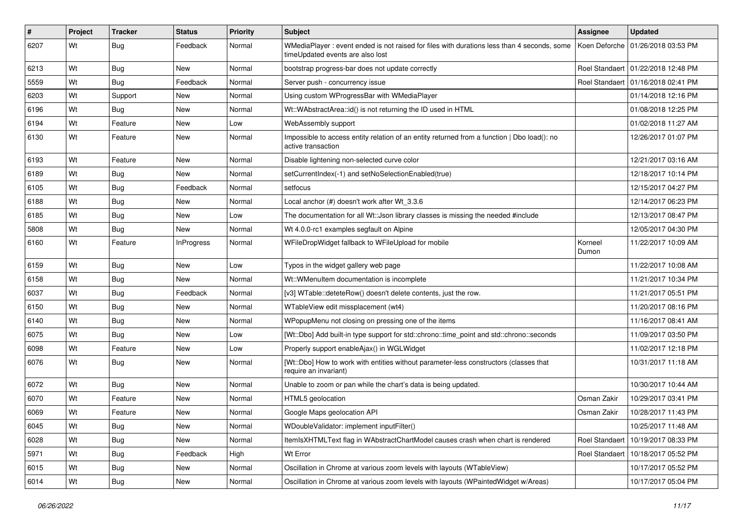| # | Project | Tracker | Status | Priority | Subject | Assignee | Updated |
|---|---|---|---|---|---|---|---|
| 6207 | Wt | Bug | Feedback | Normal | WMediaPlayer : event ended is not raised for files with durations less than 4 seconds, some timeUpdated events are also lost | Koen Deforche | 01/26/2018 03:53 PM |
| 6213 | Wt | Bug | New | Normal | bootstrap progress-bar does not update correctly | Roel Standaert | 01/22/2018 12:48 PM |
| 5559 | Wt | Bug | Feedback | Normal | Server push - concurrency issue | Roel Standaert | 01/16/2018 02:41 PM |
| 6203 | Wt | Support | New | Normal | Using custom WProgressBar with WMediaPlayer | | 01/14/2018 12:16 PM |
| 6196 | Wt | Bug | New | Normal | Wt::WAbstractArea::id() is not returning the ID used in HTML | | 01/08/2018 12:25 PM |
| 6194 | Wt | Feature | New | Low | WebAssembly support | | 01/02/2018 11:27 AM |
| 6130 | Wt | Feature | New | Normal | Impossible to access entity relation of an entity returned from a function \| Dbo load(): no active transaction | | 12/26/2017 01:07 PM |
| 6193 | Wt | Feature | New | Normal | Disable lightening non-selected curve color | | 12/21/2017 03:16 AM |
| 6189 | Wt | Bug | New | Normal | setCurrentIndex(-1) and setNoSelectionEnabled(true) | | 12/18/2017 10:14 PM |
| 6105 | Wt | Bug | Feedback | Normal | setfocus | | 12/15/2017 04:27 PM |
| 6188 | Wt | Bug | New | Normal | Local anchor (#) doesn't work after Wt_3.3.6 | | 12/14/2017 06:23 PM |
| 6185 | Wt | Bug | New | Low | The documentation for all Wt::Json library classes is missing the needed #include | | 12/13/2017 08:47 PM |
| 5808 | Wt | Bug | New | Normal | Wt 4.0.0-rc1 examples segfault on Alpine | | 12/05/2017 04:30 PM |
| 6160 | Wt | Feature | InProgress | Normal | WFileDropWidget fallback to WFileUpload for mobile | Korneel Dumon | 11/22/2017 10:09 AM |
| 6159 | Wt | Bug | New | Low | Typos in the widget gallery web page | | 11/22/2017 10:08 AM |
| 6158 | Wt | Bug | New | Normal | Wt::WMenuItem documentation is incomplete | | 11/21/2017 10:34 PM |
| 6037 | Wt | Bug | Feedback | Normal | [v3] WTable::deteteRow() doesn't delete contents, just the row. | | 11/21/2017 05:51 PM |
| 6150 | Wt | Bug | New | Normal | WTableView edit missplacement (wt4) | | 11/20/2017 08:16 PM |
| 6140 | Wt | Bug | New | Normal | WPopupMenu not closing on pressing one of the items | | 11/16/2017 08:41 AM |
| 6075 | Wt | Bug | New | Low | [Wt::Dbo] Add built-in type support for std::chrono::time_point and std::chrono::seconds | | 11/09/2017 03:50 PM |
| 6098 | Wt | Feature | New | Low | Properly support enableAjax() in WGLWidget | | 11/02/2017 12:18 PM |
| 6076 | Wt | Bug | New | Normal | [Wt::Dbo] How to work with entities without parameter-less constructors (classes that require an invariant) | | 10/31/2017 11:18 AM |
| 6072 | Wt | Bug | New | Normal | Unable to zoom or pan while the chart's data is being updated. | | 10/30/2017 10:44 AM |
| 6070 | Wt | Feature | New | Normal | HTML5 geolocation | Osman Zakir | 10/29/2017 03:41 PM |
| 6069 | Wt | Feature | New | Normal | Google Maps geolocation API | Osman Zakir | 10/28/2017 11:43 PM |
| 6045 | Wt | Bug | New | Normal | WDoubleValidator: implement inputFilter() | | 10/25/2017 11:48 AM |
| 6028 | Wt | Bug | New | Normal | ItemIsXHTMLText flag in WAbstractChartModel causes crash when chart is rendered | Roel Standaert | 10/19/2017 08:33 PM |
| 5971 | Wt | Bug | Feedback | High | Wt Error | Roel Standaert | 10/18/2017 05:52 PM |
| 6015 | Wt | Bug | New | Normal | Oscillation in Chrome at various zoom levels with layouts (WTableView) | | 10/17/2017 05:52 PM |
| 6014 | Wt | Bug | New | Normal | Oscillation in Chrome at various zoom levels with layouts (WPaintedWidget w/Areas) | | 10/17/2017 05:04 PM |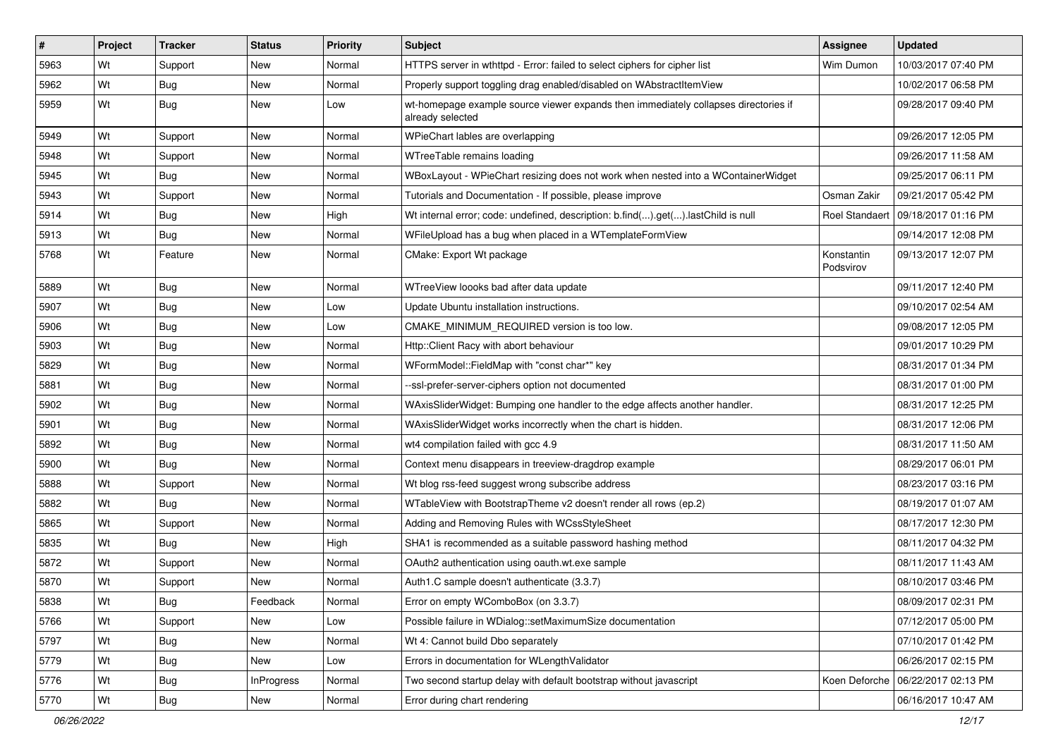| # | Project | Tracker | Status | Priority | Subject | Assignee | Updated |
|---|---|---|---|---|---|---|---|
| 5963 | Wt | Support | New | Normal | HTTPS server in wthttpd - Error: failed to select ciphers for cipher list | Wim Dumon | 10/03/2017 07:40 PM |
| 5962 | Wt | Bug | New | Normal | Properly support toggling drag enabled/disabled on WAbstractItemView | | 10/02/2017 06:58 PM |
| 5959 | Wt | Bug | New | Low | wt-homepage example source viewer expands then immediately collapses directories if already selected | | 09/28/2017 09:40 PM |
| 5949 | Wt | Support | New | Normal | WPieChart lables are overlapping | | 09/26/2017 12:05 PM |
| 5948 | Wt | Support | New | Normal | WTreeTable remains loading | | 09/26/2017 11:58 AM |
| 5945 | Wt | Bug | New | Normal | WBoxLayout - WPieChart resizing does not work when nested into a WContainerWidget | | 09/25/2017 06:11 PM |
| 5943 | Wt | Support | New | Normal | Tutorials and Documentation - If possible, please improve | Osman Zakir | 09/21/2017 05:42 PM |
| 5914 | Wt | Bug | New | High | Wt internal error; code: undefined, description: b.find(...).get(...).lastChild is null | Roel Standaert | 09/18/2017 01:16 PM |
| 5913 | Wt | Bug | New | Normal | WFileUpload has a bug when placed in a WTemplateFormView | | 09/14/2017 12:08 PM |
| 5768 | Wt | Feature | New | Normal | CMake: Export Wt package | Konstantin Podsvirov | 09/13/2017 12:07 PM |
| 5889 | Wt | Bug | New | Normal | WTreeView loooks bad after data update | | 09/11/2017 12:40 PM |
| 5907 | Wt | Bug | New | Low | Update Ubuntu installation instructions. | | 09/10/2017 02:54 AM |
| 5906 | Wt | Bug | New | Low | CMAKE_MINIMUM_REQUIRED version is too low. | | 09/08/2017 12:05 PM |
| 5903 | Wt | Bug | New | Normal | Http::Client Racy with abort behaviour | | 09/01/2017 10:29 PM |
| 5829 | Wt | Bug | New | Normal | WFormModel::FieldMap with "const char*" key | | 08/31/2017 01:34 PM |
| 5881 | Wt | Bug | New | Normal | --ssl-prefer-server-ciphers option not documented | | 08/31/2017 01:00 PM |
| 5902 | Wt | Bug | New | Normal | WAxisSliderWidget: Bumping one handler to the edge affects another handler. | | 08/31/2017 12:25 PM |
| 5901 | Wt | Bug | New | Normal | WAxisSliderWidget works incorrectly when the chart is hidden. | | 08/31/2017 12:06 PM |
| 5892 | Wt | Bug | New | Normal | wt4 compilation failed with gcc 4.9 | | 08/31/2017 11:50 AM |
| 5900 | Wt | Bug | New | Normal | Context menu disappears in treeview-dragdrop example | | 08/29/2017 06:01 PM |
| 5888 | Wt | Support | New | Normal | Wt blog rss-feed suggest wrong subscribe address | | 08/23/2017 03:16 PM |
| 5882 | Wt | Bug | New | Normal | WTableView with BootstrapTheme v2 doesn't render all rows (ep.2) | | 08/19/2017 01:07 AM |
| 5865 | Wt | Support | New | Normal | Adding and Removing Rules with WCssStyleSheet | | 08/17/2017 12:30 PM |
| 5835 | Wt | Bug | New | High | SHA1 is recommended as a suitable password hashing method | | 08/11/2017 04:32 PM |
| 5872 | Wt | Support | New | Normal | OAuth2 authentication using oauth.wt.exe sample | | 08/11/2017 11:43 AM |
| 5870 | Wt | Support | New | Normal | Auth1.C sample doesn't authenticate (3.3.7) | | 08/10/2017 03:46 PM |
| 5838 | Wt | Bug | Feedback | Normal | Error on empty WComboBox (on 3.3.7) | | 08/09/2017 02:31 PM |
| 5766 | Wt | Support | New | Low | Possible failure in WDialog::setMaximumSize documentation | | 07/12/2017 05:00 PM |
| 5797 | Wt | Bug | New | Normal | Wt 4: Cannot build Dbo separately | | 07/10/2017 01:42 PM |
| 5779 | Wt | Bug | New | Low | Errors in documentation for WLengthValidator | | 06/26/2017 02:15 PM |
| 5776 | Wt | Bug | InProgress | Normal | Two second startup delay with default bootstrap without javascript | Koen Deforche | 06/22/2017 02:13 PM |
| 5770 | Wt | Bug | New | Normal | Error during chart rendering | | 06/16/2017 10:47 AM |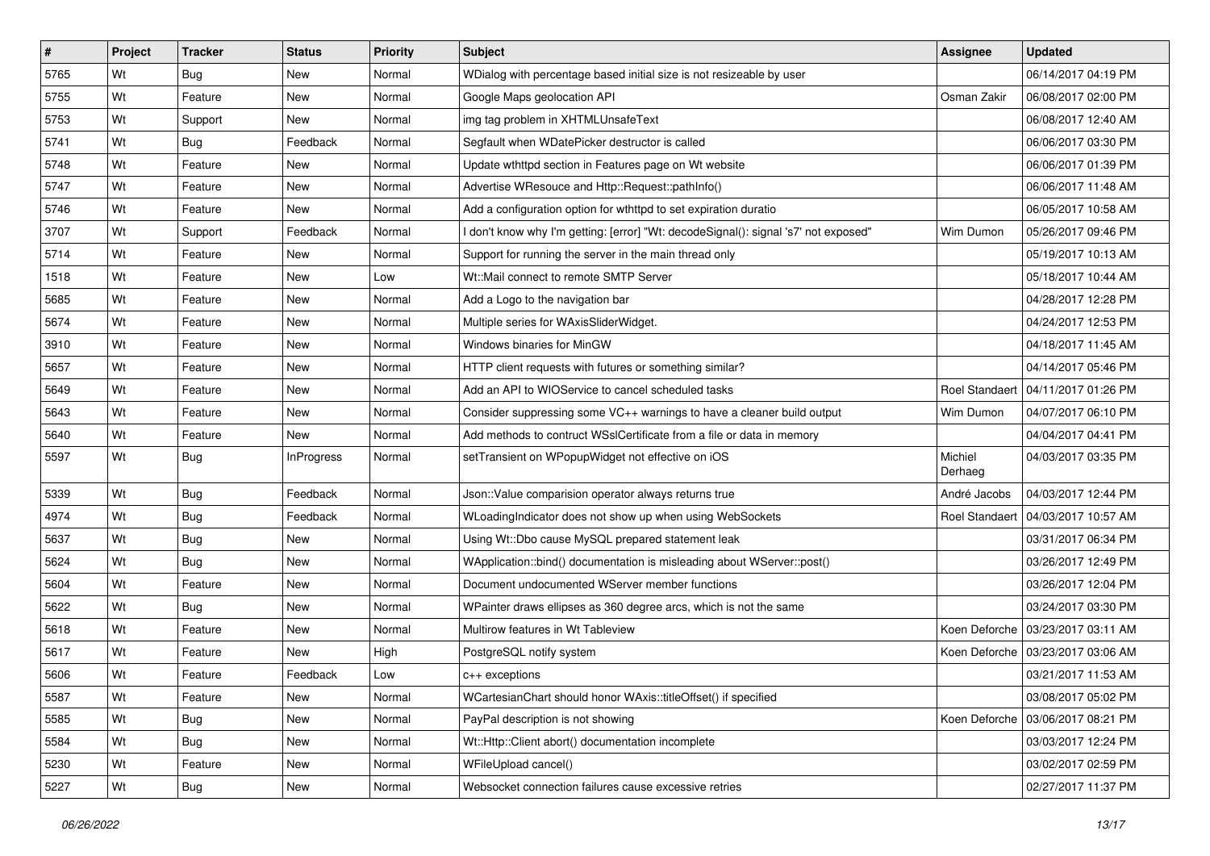| # | Project | Tracker | Status | Priority | Subject | Assignee | Updated |
|---|---|---|---|---|---|---|---|
| 5765 | Wt | Bug | New | Normal | WDialog with percentage based initial size is not resizeable by user | | 06/14/2017 04:19 PM |
| 5755 | Wt | Feature | New | Normal | Google Maps geolocation API | Osman Zakir | 06/08/2017 02:00 PM |
| 5753 | Wt | Support | New | Normal | img tag problem in XHTMLUnsafeText | | 06/08/2017 12:40 AM |
| 5741 | Wt | Bug | Feedback | Normal | Segfault when WDatePicker destructor is called | | 06/06/2017 03:30 PM |
| 5748 | Wt | Feature | New | Normal | Update wthttpd section in Features page on Wt website | | 06/06/2017 01:39 PM |
| 5747 | Wt | Feature | New | Normal | Advertise WResouce and Http::Request::pathInfo() | | 06/06/2017 11:48 AM |
| 5746 | Wt | Feature | New | Normal | Add a configuration option for wthttpd to set expiration duratio | | 06/05/2017 10:58 AM |
| 3707 | Wt | Support | Feedback | Normal | I don't know why I'm getting: [error] "Wt: decodeSignal(): signal 's7' not exposed" | Wim Dumon | 05/26/2017 09:46 PM |
| 5714 | Wt | Feature | New | Normal | Support for running the server in the main thread only | | 05/19/2017 10:13 AM |
| 1518 | Wt | Feature | New | Low | Wt::Mail connect to remote SMTP Server | | 05/18/2017 10:44 AM |
| 5685 | Wt | Feature | New | Normal | Add a Logo to the navigation bar | | 04/28/2017 12:28 PM |
| 5674 | Wt | Feature | New | Normal | Multiple series for WAxisSliderWidget. | | 04/24/2017 12:53 PM |
| 3910 | Wt | Feature | New | Normal | Windows binaries for MinGW | | 04/18/2017 11:45 AM |
| 5657 | Wt | Feature | New | Normal | HTTP client requests with futures or something similar? | | 04/14/2017 05:46 PM |
| 5649 | Wt | Feature | New | Normal | Add an API to WIOService to cancel scheduled tasks | Roel Standaert | 04/11/2017 01:26 PM |
| 5643 | Wt | Feature | New | Normal | Consider suppressing some VC++ warnings to have a cleaner build output | Wim Dumon | 04/07/2017 06:10 PM |
| 5640 | Wt | Feature | New | Normal | Add methods to contruct WSslCertificate from a file or data in memory | | 04/04/2017 04:41 PM |
| 5597 | Wt | Bug | InProgress | Normal | setTransient on WPopupWidget not effective on iOS | Michiel Derhaeg | 04/03/2017 03:35 PM |
| 5339 | Wt | Bug | Feedback | Normal | Json::Value comparision operator always returns true | André Jacobs | 04/03/2017 12:44 PM |
| 4974 | Wt | Bug | Feedback | Normal | WLoadingIndicator does not show up when using WebSockets | Roel Standaert | 04/03/2017 10:57 AM |
| 5637 | Wt | Bug | New | Normal | Using Wt::Dbo cause MySQL prepared statement leak | | 03/31/2017 06:34 PM |
| 5624 | Wt | Bug | New | Normal | WApplication::bind() documentation is misleading about WServer::post() | | 03/26/2017 12:49 PM |
| 5604 | Wt | Feature | New | Normal | Document undocumented WServer member functions | | 03/26/2017 12:04 PM |
| 5622 | Wt | Bug | New | Normal | WPainter draws ellipses as 360 degree arcs, which is not the same | | 03/24/2017 03:30 PM |
| 5618 | Wt | Feature | New | Normal | Multirow features in Wt Tableview | Koen Deforche | 03/23/2017 03:11 AM |
| 5617 | Wt | Feature | New | High | PostgreSQL notify system | Koen Deforche | 03/23/2017 03:06 AM |
| 5606 | Wt | Feature | Feedback | Low | c++ exceptions | | 03/21/2017 11:53 AM |
| 5587 | Wt | Feature | New | Normal | WCartesianChart should honor WAxis::titleOffset() if specified | | 03/08/2017 05:02 PM |
| 5585 | Wt | Bug | New | Normal | PayPal description is not showing | Koen Deforche | 03/06/2017 08:21 PM |
| 5584 | Wt | Bug | New | Normal | Wt::Http::Client abort() documentation incomplete | | 03/03/2017 12:24 PM |
| 5230 | Wt | Feature | New | Normal | WFileUpload cancel() | | 03/02/2017 02:59 PM |
| 5227 | Wt | Bug | New | Normal | Websocket connection failures cause excessive retries | | 02/27/2017 11:37 PM |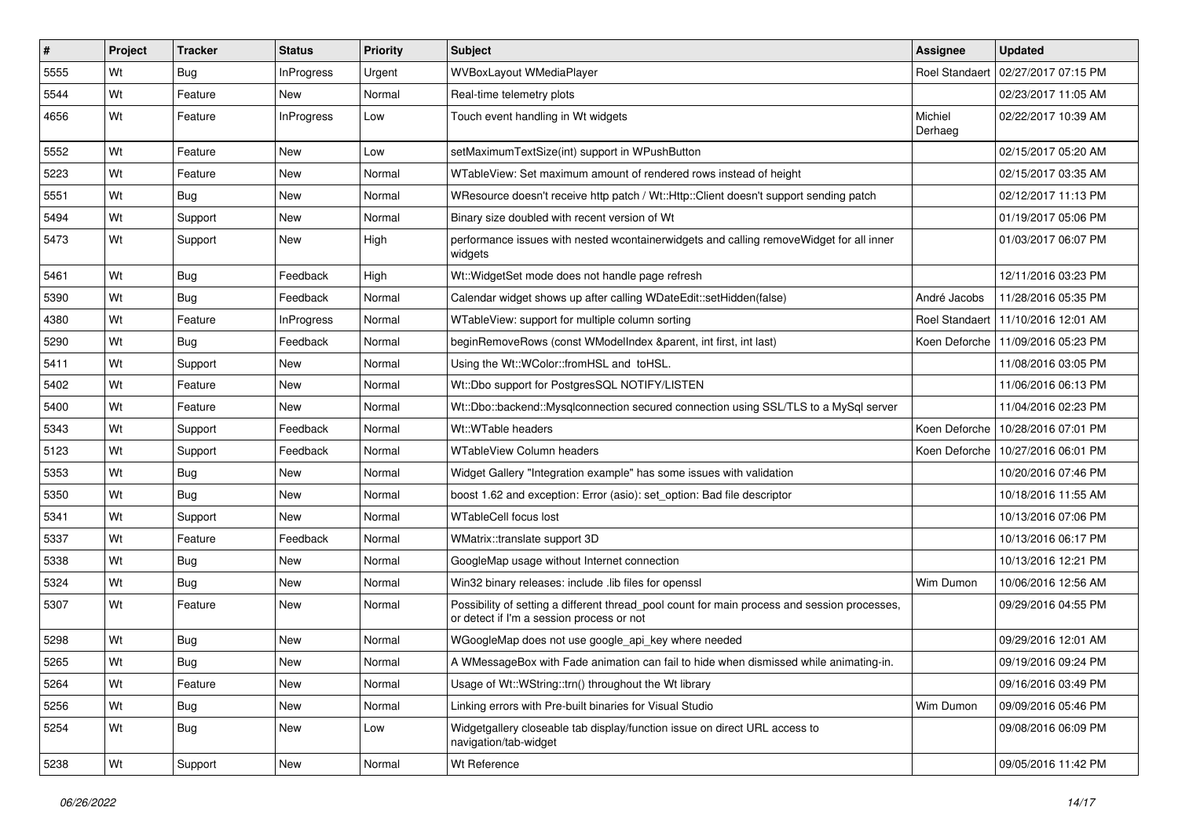| # | Project | Tracker | Status | Priority | Subject | Assignee | Updated |
|---|---|---|---|---|---|---|---|
| 5555 | Wt | Bug | InProgress | Urgent | WVBoxLayout WMediaPlayer | Roel Standaert | 02/27/2017 07:15 PM |
| 5544 | Wt | Feature | New | Normal | Real-time telemetry plots | | 02/23/2017 11:05 AM |
| 4656 | Wt | Feature | InProgress | Low | Touch event handling in Wt widgets | Michiel Derhaeg | 02/22/2017 10:39 AM |
| 5552 | Wt | Feature | New | Low | setMaximumTextSize(int) support in WPushButton | | 02/15/2017 05:20 AM |
| 5223 | Wt | Feature | New | Normal | WTableView: Set maximum amount of rendered rows instead of height | | 02/15/2017 03:35 AM |
| 5551 | Wt | Bug | New | Normal | WResource doesn't receive http patch / Wt::Http::Client doesn't support sending patch | | 02/12/2017 11:13 PM |
| 5494 | Wt | Support | New | Normal | Binary size doubled with recent version of Wt | | 01/19/2017 05:06 PM |
| 5473 | Wt | Support | New | High | performance issues with nested wcontainerwidgets and calling removeWidget for all inner widgets | | 01/03/2017 06:07 PM |
| 5461 | Wt | Bug | Feedback | High | Wt::WidgetSet mode does not handle page refresh | | 12/11/2016 03:23 PM |
| 5390 | Wt | Bug | Feedback | Normal | Calendar widget shows up after calling WDateEdit::setHidden(false) | André Jacobs | 11/28/2016 05:35 PM |
| 4380 | Wt | Feature | InProgress | Normal | WTableView: support for multiple column sorting | Roel Standaert | 11/10/2016 12:01 AM |
| 5290 | Wt | Bug | Feedback | Normal | beginRemoveRows (const WModelIndex &parent, int first, int last) | Koen Deforche | 11/09/2016 05:23 PM |
| 5411 | Wt | Support | New | Normal | Using the Wt::WColor::fromHSL and toHSL. | | 11/08/2016 03:05 PM |
| 5402 | Wt | Feature | New | Normal | Wt::Dbo support for PostgresSQL NOTIFY/LISTEN | | 11/06/2016 06:13 PM |
| 5400 | Wt | Feature | New | Normal | Wt::Dbo::backend::Mysqlconnection secured connection using SSL/TLS to a MySql server | | 11/04/2016 02:23 PM |
| 5343 | Wt | Support | Feedback | Normal | Wt::WTable headers | Koen Deforche | 10/28/2016 07:01 PM |
| 5123 | Wt | Support | Feedback | Normal | WTableView Column headers | Koen Deforche | 10/27/2016 06:01 PM |
| 5353 | Wt | Bug | New | Normal | Widget Gallery "Integration example" has some issues with validation | | 10/20/2016 07:46 PM |
| 5350 | Wt | Bug | New | Normal | boost 1.62 and exception: Error (asio): set_option: Bad file descriptor | | 10/18/2016 11:55 AM |
| 5341 | Wt | Support | New | Normal | WTableCell focus lost | | 10/13/2016 07:06 PM |
| 5337 | Wt | Feature | Feedback | Normal | WMatrix::translate support 3D | | 10/13/2016 06:17 PM |
| 5338 | Wt | Bug | New | Normal | GoogleMap usage without Internet connection | | 10/13/2016 12:21 PM |
| 5324 | Wt | Bug | New | Normal | Win32 binary releases: include .lib files for openssl | Wim Dumon | 10/06/2016 12:56 AM |
| 5307 | Wt | Feature | New | Normal | Possibility of setting a different thread_pool count for main process and session processes, or detect if I'm a session process or not | | 09/29/2016 04:55 PM |
| 5298 | Wt | Bug | New | Normal | WGoogleMap does not use google_api_key where needed | | 09/29/2016 12:01 AM |
| 5265 | Wt | Bug | New | Normal | A WMessageBox with Fade animation can fail to hide when dismissed while animating-in. | | 09/19/2016 09:24 PM |
| 5264 | Wt | Feature | New | Normal | Usage of Wt::WString::trn() throughout the Wt library | | 09/16/2016 03:49 PM |
| 5256 | Wt | Bug | New | Normal | Linking errors with Pre-built binaries for Visual Studio | Wim Dumon | 09/09/2016 05:46 PM |
| 5254 | Wt | Bug | New | Low | Widgetgallery closeable tab display/function issue on direct URL access to navigation/tab-widget | | 09/08/2016 06:09 PM |
| 5238 | Wt | Support | New | Normal | Wt Reference | | 09/05/2016 11:42 PM |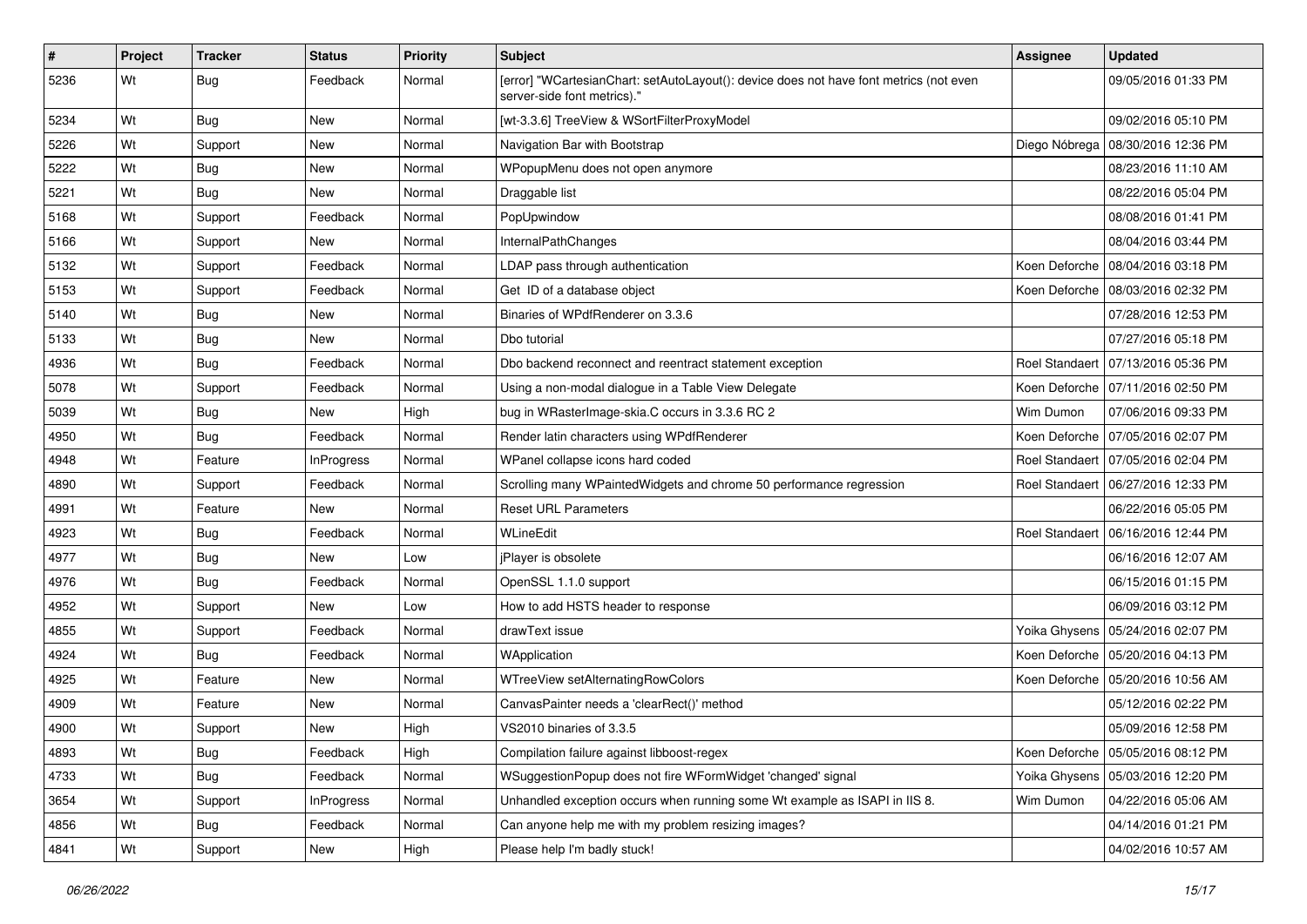| # | Project | Tracker | Status | Priority | Subject | Assignee | Updated |
|---|---|---|---|---|---|---|---|
| 5236 | Wt | Bug | Feedback | Normal | [error] "WCartesianChart: setAutoLayout(): device does not have font metrics (not even server-side font metrics)." | | 09/05/2016 01:33 PM |
| 5234 | Wt | Bug | New | Normal | [wt-3.3.6] TreeView & WSortFilterProxyModel | | 09/02/2016 05:10 PM |
| 5226 | Wt | Support | New | Normal | Navigation Bar with Bootstrap | Diego Nóbrega | 08/30/2016 12:36 PM |
| 5222 | Wt | Bug | New | Normal | WPopupMenu does not open anymore | | 08/23/2016 11:10 AM |
| 5221 | Wt | Bug | New | Normal | Draggable list | | 08/22/2016 05:04 PM |
| 5168 | Wt | Support | Feedback | Normal | PopUpwindow | | 08/08/2016 01:41 PM |
| 5166 | Wt | Support | New | Normal | InternalPathChanges | | 08/04/2016 03:44 PM |
| 5132 | Wt | Support | Feedback | Normal | LDAP pass through authentication | Koen Deforche | 08/04/2016 03:18 PM |
| 5153 | Wt | Support | Feedback | Normal | Get ID of a database object | Koen Deforche | 08/03/2016 02:32 PM |
| 5140 | Wt | Bug | New | Normal | Binaries of WPdfRenderer on 3.3.6 | | 07/28/2016 12:53 PM |
| 5133 | Wt | Bug | New | Normal | Dbo tutorial | | 07/27/2016 05:18 PM |
| 4936 | Wt | Bug | Feedback | Normal | Dbo backend reconnect and reentract statement exception | Roel Standaert | 07/13/2016 05:36 PM |
| 5078 | Wt | Support | Feedback | Normal | Using a non-modal dialogue in a Table View Delegate | Koen Deforche | 07/11/2016 02:50 PM |
| 5039 | Wt | Bug | New | High | bug in WRasterImage-skia.C occurs in 3.3.6 RC 2 | Wim Dumon | 07/06/2016 09:33 PM |
| 4950 | Wt | Bug | Feedback | Normal | Render latin characters using WPdfRenderer | Koen Deforche | 07/05/2016 02:07 PM |
| 4948 | Wt | Feature | InProgress | Normal | WPanel collapse icons hard coded | Roel Standaert | 07/05/2016 02:04 PM |
| 4890 | Wt | Support | Feedback | Normal | Scrolling many WPaintedWidgets and chrome 50 performance regression | Roel Standaert | 06/27/2016 12:33 PM |
| 4991 | Wt | Feature | New | Normal | Reset URL Parameters | | 06/22/2016 05:05 PM |
| 4923 | Wt | Bug | Feedback | Normal | WLineEdit | Roel Standaert | 06/16/2016 12:44 PM |
| 4977 | Wt | Bug | New | Low | jPlayer is obsolete | | 06/16/2016 12:07 AM |
| 4976 | Wt | Bug | Feedback | Normal | OpenSSL 1.1.0 support | | 06/15/2016 01:15 PM |
| 4952 | Wt | Support | New | Low | How to add HSTS header to response | | 06/09/2016 03:12 PM |
| 4855 | Wt | Support | Feedback | Normal | drawText issue | Yoika Ghysens | 05/24/2016 02:07 PM |
| 4924 | Wt | Bug | Feedback | Normal | WApplication | Koen Deforche | 05/20/2016 04:13 PM |
| 4925 | Wt | Feature | New | Normal | WTreeView setAlternatingRowColors | Koen Deforche | 05/20/2016 10:56 AM |
| 4909 | Wt | Feature | New | Normal | CanvasPainter needs a 'clearRect()' method | | 05/12/2016 02:22 PM |
| 4900 | Wt | Support | New | High | VS2010 binaries of 3.3.5 | | 05/09/2016 12:58 PM |
| 4893 | Wt | Bug | Feedback | High | Compilation failure against libboost-regex | Koen Deforche | 05/05/2016 08:12 PM |
| 4733 | Wt | Bug | Feedback | Normal | WSuggestionPopup does not fire WFormWidget 'changed' signal | Yoika Ghysens | 05/03/2016 12:20 PM |
| 3654 | Wt | Support | InProgress | Normal | Unhandled exception occurs when running some Wt example as ISAPI in IIS 8. | Wim Dumon | 04/22/2016 05:06 AM |
| 4856 | Wt | Bug | Feedback | Normal | Can anyone help me with my problem resizing images? | | 04/14/2016 01:21 PM |
| 4841 | Wt | Support | New | High | Please help I'm badly stuck! | | 04/02/2016 10:57 AM |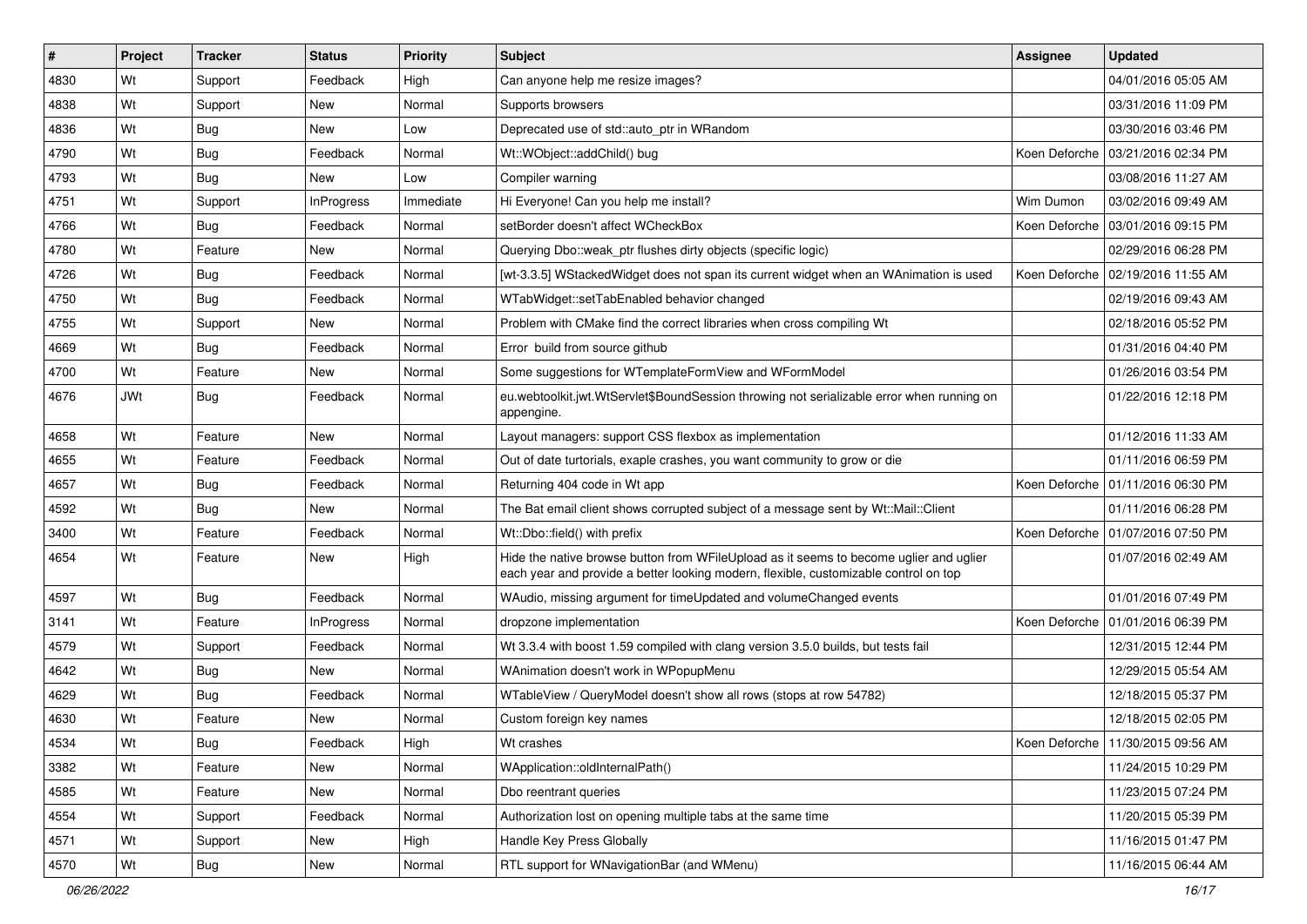| # | Project | Tracker | Status | Priority | Subject | Assignee | Updated |
|---|---|---|---|---|---|---|---|
| 4830 | Wt | Support | Feedback | High | Can anyone help me resize images? | | 04/01/2016 05:05 AM |
| 4838 | Wt | Support | New | Normal | Supports browsers | | 03/31/2016 11:09 PM |
| 4836 | Wt | Bug | New | Low | Deprecated use of std::auto_ptr in WRandom | | 03/30/2016 03:46 PM |
| 4790 | Wt | Bug | Feedback | Normal | Wt::WObject::addChild() bug | Koen Deforche | 03/21/2016 02:34 PM |
| 4793 | Wt | Bug | New | Low | Compiler warning | | 03/08/2016 11:27 AM |
| 4751 | Wt | Support | InProgress | Immediate | Hi Everyone! Can you help me install? | Wim Dumon | 03/02/2016 09:49 AM |
| 4766 | Wt | Bug | Feedback | Normal | setBorder doesn't affect WCheckBox | Koen Deforche | 03/01/2016 09:15 PM |
| 4780 | Wt | Feature | New | Normal | Querying Dbo::weak_ptr flushes dirty objects (specific logic) | | 02/29/2016 06:28 PM |
| 4726 | Wt | Bug | Feedback | Normal | [wt-3.3.5] WStackedWidget does not span its current widget when an WAnimation is used | Koen Deforche | 02/19/2016 11:55 AM |
| 4750 | Wt | Bug | Feedback | Normal | WTabWidget::setTabEnabled behavior changed | | 02/19/2016 09:43 AM |
| 4755 | Wt | Support | New | Normal | Problem with CMake find the correct libraries when cross compiling Wt | | 02/18/2016 05:52 PM |
| 4669 | Wt | Bug | Feedback | Normal | Error build from source github | | 01/31/2016 04:40 PM |
| 4700 | Wt | Feature | New | Normal | Some suggestions for WTemplateFormView and WFormModel | | 01/26/2016 03:54 PM |
| 4676 | JWt | Bug | Feedback | Normal | eu.webtoolkit.jwt.WtServlet$BoundSession throwing not serializable error when running on appengine. | | 01/22/2016 12:18 PM |
| 4658 | Wt | Feature | New | Normal | Layout managers: support CSS flexbox as implementation | | 01/12/2016 11:33 AM |
| 4655 | Wt | Feature | Feedback | Normal | Out of date turtorials, exaple crashes, you want community to grow or die | | 01/11/2016 06:59 PM |
| 4657 | Wt | Bug | Feedback | Normal | Returning 404 code in Wt app | Koen Deforche | 01/11/2016 06:30 PM |
| 4592 | Wt | Bug | New | Normal | The Bat email client shows corrupted subject of a message sent by Wt::Mail::Client | | 01/11/2016 06:28 PM |
| 3400 | Wt | Feature | Feedback | Normal | Wt::Dbo::field() with prefix | Koen Deforche | 01/07/2016 07:50 PM |
| 4654 | Wt | Feature | New | High | Hide the native browse button from WFileUpload as it seems to become uglier and uglier each year and provide a better looking modern, flexible, customizable control on top | | 01/07/2016 02:49 AM |
| 4597 | Wt | Bug | Feedback | Normal | WAudio, missing argument for timeUpdated and volumeChanged events | | 01/01/2016 07:49 PM |
| 3141 | Wt | Feature | InProgress | Normal | dropzone implementation | Koen Deforche | 01/01/2016 06:39 PM |
| 4579 | Wt | Support | Feedback | Normal | Wt 3.3.4 with boost 1.59 compiled with clang version 3.5.0 builds, but tests fail | | 12/31/2015 12:44 PM |
| 4642 | Wt | Bug | New | Normal | WAnimation doesn't work in WPopupMenu | | 12/29/2015 05:54 AM |
| 4629 | Wt | Bug | Feedback | Normal | WTableView / QueryModel doesn't show all rows (stops at row 54782) | | 12/18/2015 05:37 PM |
| 4630 | Wt | Feature | New | Normal | Custom foreign key names | | 12/18/2015 02:05 PM |
| 4534 | Wt | Bug | Feedback | High | Wt crashes | Koen Deforche | 11/30/2015 09:56 AM |
| 3382 | Wt | Feature | New | Normal | WApplication::oldInternalPath() | | 11/24/2015 10:29 PM |
| 4585 | Wt | Feature | New | Normal | Dbo reentrant queries | | 11/23/2015 07:24 PM |
| 4554 | Wt | Support | Feedback | Normal | Authorization lost on opening multiple tabs at the same time | | 11/20/2015 05:39 PM |
| 4571 | Wt | Support | New | High | Handle Key Press Globally | | 11/16/2015 01:47 PM |
| 4570 | Wt | Bug | New | Normal | RTL support for WNavigationBar (and WMenu) | | 11/16/2015 06:44 AM |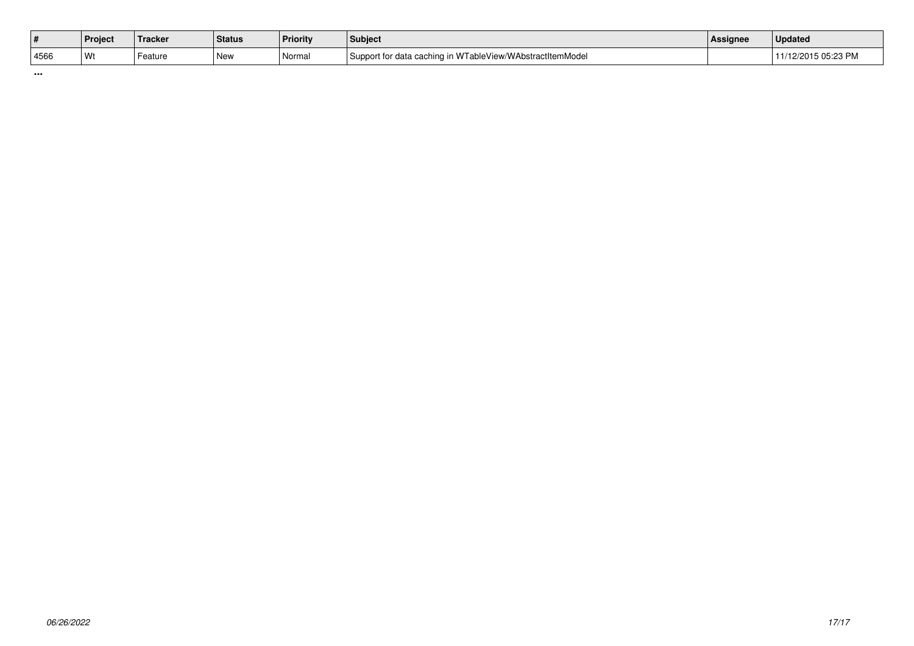| # | Project | Tracker | Status | Priority | Subject | Assignee | Updated |
|---|---|---|---|---|---|---|---|
| 4566 | Wt | Feature | New | Normal | Support for data caching in WTableView/WAbstractItemModel | | 11/12/2015 05:23 PM |

...